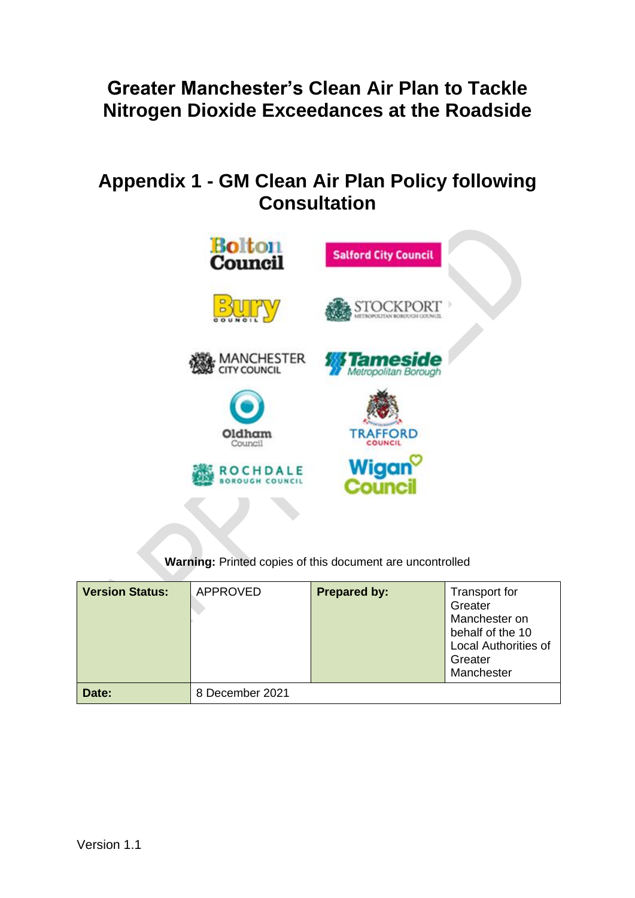# Greater Manchester's Clean Air Plan to Tackle Nitrogen Dioxide Exceedances at the Roadside

## Appendix 1 - GM Clean Air Plan Policy following Consultation

**Warning:** Printed copies of this document are uncontrolled

| **Version Status:** | APPROVED | **Prepared by:** | Transport for Greater Manchester on behalf of the 10 Local Authorities of Greater Manchester |
|---|---|---|---|
| **Date:** | 8 December 2021 | | |

Version 1.1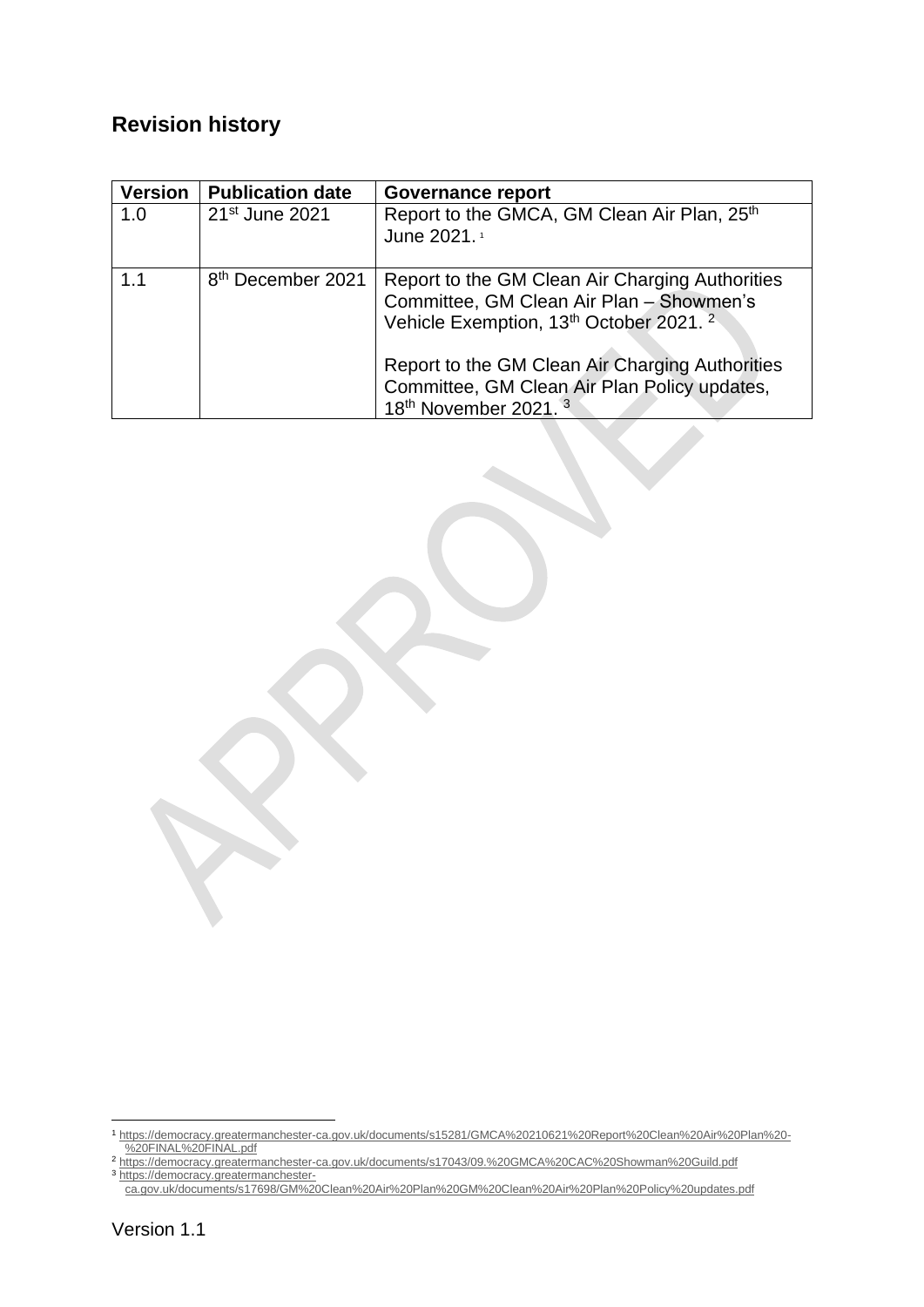## Revision history

| Version | Publication date | Governance report |
|---|---|---|
| 1.0 | 21st June 2021 | Report to the GMCA, GM Clean Air Plan, 25th June 2021.[1] |
| 1.1 | 8th December 2021 | Report to the GM Clean Air Charging Authorities Committee, GM Clean Air Plan – Showmen's Vehicle Exemption, 13th October 2021.[2]<br><br>Report to the GM Clean Air Charging Authorities Committee, GM Clean Air Plan Policy updates, 18th November 2021.[3] |

[1] https://democracy.greatermanchester-ca.gov.uk/documents/s15281/GMCA%20210621%20Report%20Clean%20Air%20Plan%20-%20FINAL%20FINAL.pdf

[2] https://democracy.greatermanchester-ca.gov.uk/documents/s17043/09.%20GMCA%20CAC%20Showman%20Guild.pdf

[3] https://democracy.greatermanchester-ca.gov.uk/documents/s17698/GM%20Clean%20Air%20Plan%20GM%20Clean%20Air%20Plan%20Policy%20updates.pdf

Version 1.1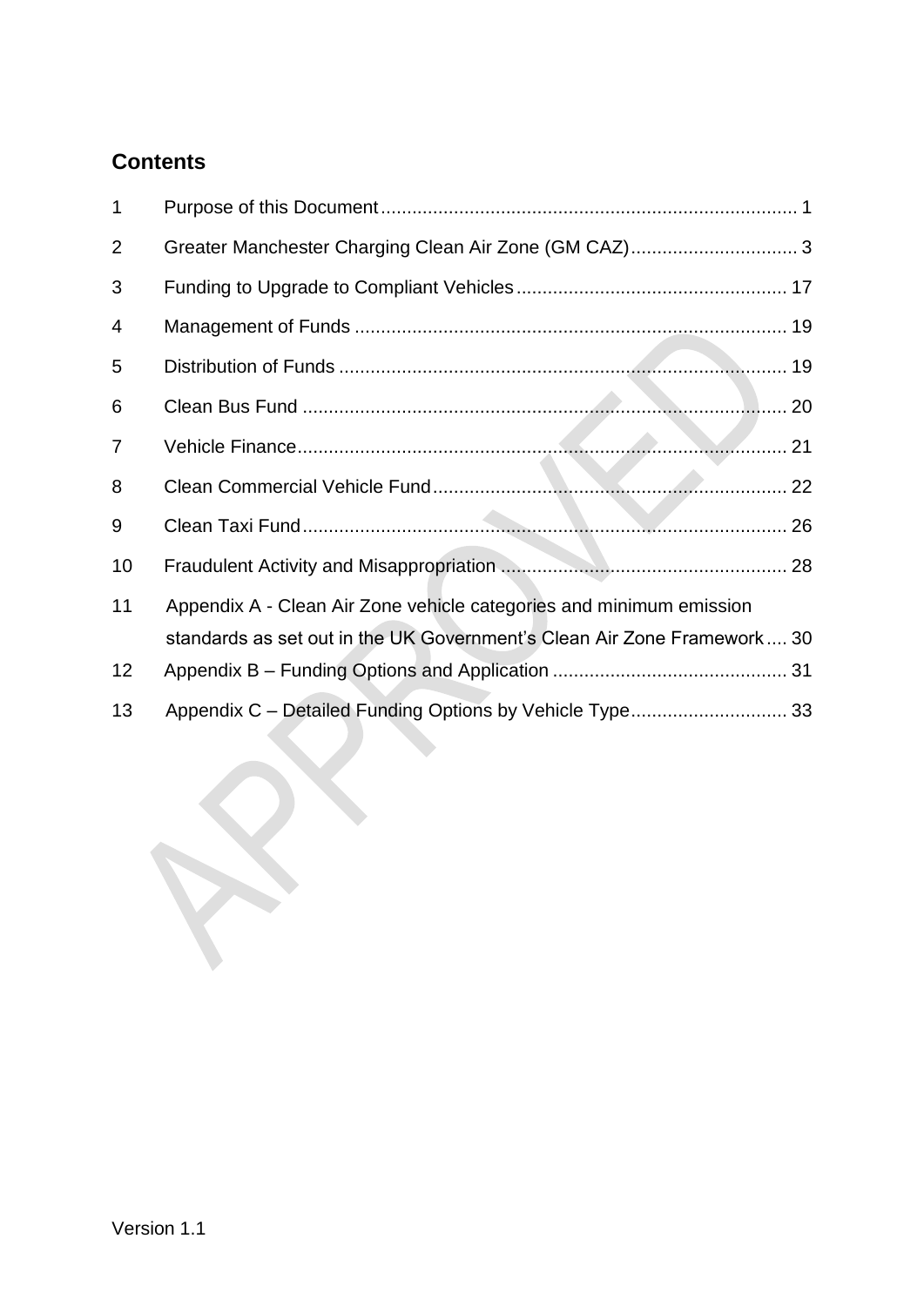## Contents

1 Purpose of this Document ... 1

2 Greater Manchester Charging Clean Air Zone (GM CAZ) ... 3

3 Funding to Upgrade to Compliant Vehicles ... 17

4 Management of Funds ... 19

5 Distribution of Funds ... 19

6 Clean Bus Fund ... 20

7 Vehicle Finance ... 21

8 Clean Commercial Vehicle Fund ... 22

9 Clean Taxi Fund ... 26

10 Fraudulent Activity and Misappropriation ... 28

11 Appendix A - Clean Air Zone vehicle categories and minimum emission standards as set out in the UK Government's Clean Air Zone Framework ... 30

12 Appendix B – Funding Options and Application ... 31

13 Appendix C – Detailed Funding Options by Vehicle Type ... 33

Version 1.1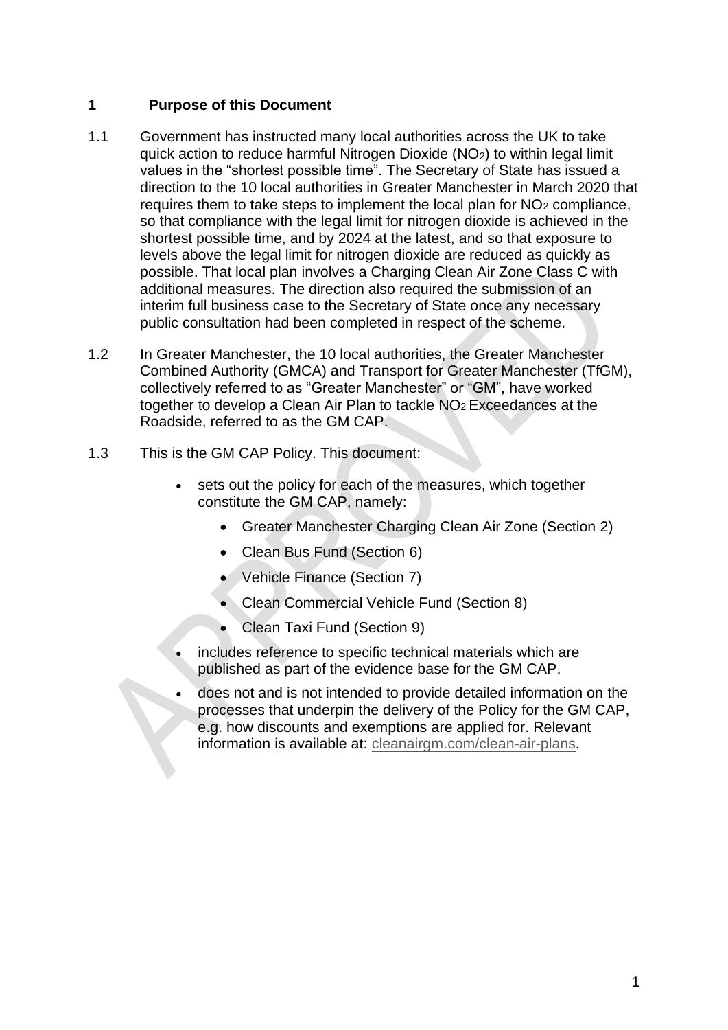## 1 Purpose of this Document

1.1 Government has instructed many local authorities across the UK to take quick action to reduce harmful Nitrogen Dioxide ($NO_2$) to within legal limit values in the "shortest possible time". The Secretary of State has issued a direction to the 10 local authorities in Greater Manchester in March 2020 that requires them to take steps to implement the local plan for $NO_2$ compliance, so that compliance with the legal limit for nitrogen dioxide is achieved in the shortest possible time, and by 2024 at the latest, and so that exposure to levels above the legal limit for nitrogen dioxide are reduced as quickly as possible. That local plan involves a Charging Clean Air Zone Class C with additional measures. The direction also required the submission of an interim full business case to the Secretary of State once any necessary public consultation had been completed in respect of the scheme.

1.2 In Greater Manchester, the 10 local authorities, the Greater Manchester Combined Authority (GMCA) and Transport for Greater Manchester (TfGM), collectively referred to as "Greater Manchester" or "GM", have worked together to develop a Clean Air Plan to tackle $NO_2$ Exceedances at the Roadside, referred to as the GM CAP.

1.3 This is the GM CAP Policy. This document:

- sets out the policy for each of the measures, which together constitute the GM CAP, namely:
  - Greater Manchester Charging Clean Air Zone (Section 2)
  - Clean Bus Fund (Section 6)
  - Vehicle Finance (Section 7)
  - Clean Commercial Vehicle Fund (Section 8)
  - Clean Taxi Fund (Section 9)
- includes reference to specific technical materials which are published as part of the evidence base for the GM CAP.
- does not and is not intended to provide detailed information on the processes that underpin the delivery of the Policy for the GM CAP, e.g. how discounts and exemptions are applied for. Relevant information is available at: cleanairgm.com/clean-air-plans.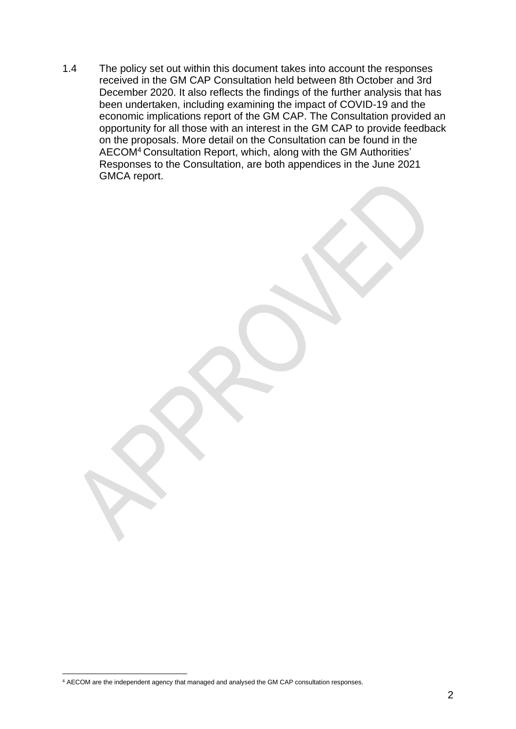1.4 The policy set out within this document takes into account the responses received in the GM CAP Consultation held between 8th October and 3rd December 2020. It also reflects the findings of the further analysis that has been undertaken, including examining the impact of COVID-19 and the economic implications report of the GM CAP. The Consultation provided an opportunity for all those with an interest in the GM CAP to provide feedback on the proposals. More detail on the Consultation can be found in the AECOM[4] Consultation Report, which, along with the GM Authorities' Responses to the Consultation, are both appendices in the June 2021 GMCA report.

[4] AECOM are the independent agency that managed and analysed the GM CAP consultation responses.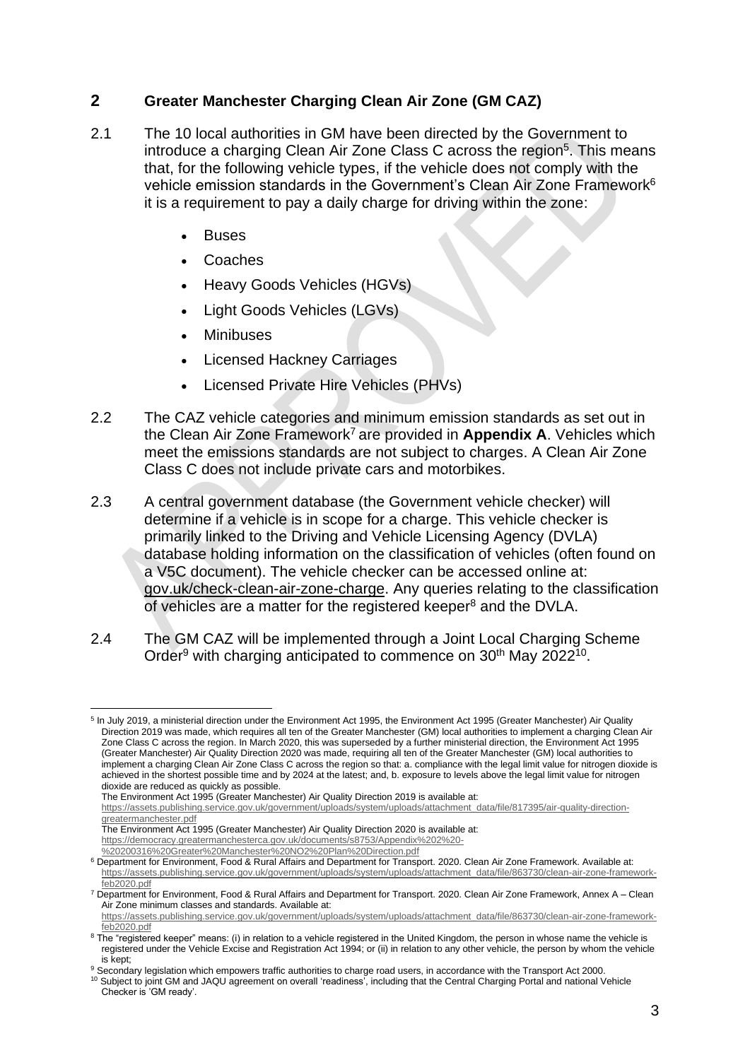## 2 Greater Manchester Charging Clean Air Zone (GM CAZ)

2.1 The 10 local authorities in GM have been directed by the Government to introduce a charging Clean Air Zone Class C across the region[5]. This means that, for the following vehicle types, if the vehicle does not comply with the vehicle emission standards in the Government's Clean Air Zone Framework[6] it is a requirement to pay a daily charge for driving within the zone:

- Buses
- Coaches
- Heavy Goods Vehicles (HGVs)
- Light Goods Vehicles (LGVs)
- Minibuses
- Licensed Hackney Carriages
- Licensed Private Hire Vehicles (PHVs)

2.2 The CAZ vehicle categories and minimum emission standards as set out in the Clean Air Zone Framework[7] are provided in **Appendix A**. Vehicles which meet the emissions standards are not subject to charges. A Clean Air Zone Class C does not include private cars and motorbikes.

2.3 A central government database (the Government vehicle checker) will determine if a vehicle is in scope for a charge. This vehicle checker is primarily linked to the Driving and Vehicle Licensing Agency (DVLA) database holding information on the classification of vehicles (often found on a V5C document). The vehicle checker can be accessed online at: gov.uk/check-clean-air-zone-charge. Any queries relating to the classification of vehicles are a matter for the registered keeper[8] and the DVLA.

2.4 The GM CAZ will be implemented through a Joint Local Charging Scheme Order[9] with charging anticipated to commence on 30th May 2022[10].

---

[5] In July 2019, a ministerial direction under the Environment Act 1995, the Environment Act 1995 (Greater Manchester) Air Quality Direction 2019 was made, which requires all ten of the Greater Manchester (GM) local authorities to implement a charging Clean Air Zone Class C across the region. In March 2020, this was superseded by a further ministerial direction, the Environment Act 1995 (Greater Manchester) Air Quality Direction 2020 was made, requiring all ten of the Greater Manchester (GM) local authorities to implement a charging Clean Air Zone Class C across the region so that: a. compliance with the legal limit value for nitrogen dioxide is achieved in the shortest possible time and by 2024 at the latest; and, b. exposure to levels above the legal limit value for nitrogen dioxide are reduced as quickly as possible.
The Environment Act 1995 (Greater Manchester) Air Quality Direction 2019 is available at: https://assets.publishing.service.gov.uk/government/uploads/system/uploads/attachment_data/file/817395/air-quality-direction-greatermanchester.pdf
The Environment Act 1995 (Greater Manchester) Air Quality Direction 2020 is available at: https://democracy.greatermanchesterca.gov.uk/documents/s8753/Appendix%202%20-%20200316%20Greater%20Manchester%20NO2%20Plan%20Direction.pdf

[6] Department for Environment, Food & Rural Affairs and Department for Transport. 2020. Clean Air Zone Framework. Available at: https://assets.publishing.service.gov.uk/government/uploads/system/uploads/attachment_data/file/863730/clean-air-zone-framework-feb2020.pdf

[7] Department for Environment, Food & Rural Affairs and Department for Transport. 2020. Clean Air Zone Framework, Annex A – Clean Air Zone minimum classes and standards. Available at: https://assets.publishing.service.gov.uk/government/uploads/system/uploads/attachment_data/file/863730/clean-air-zone-framework-feb2020.pdf

[8] The "registered keeper" means: (i) in relation to a vehicle registered in the United Kingdom, the person in whose name the vehicle is registered under the Vehicle Excise and Registration Act 1994; or (ii) in relation to any other vehicle, the person by whom the vehicle is kept;

[9] Secondary legislation which empowers traffic authorities to charge road users, in accordance with the Transport Act 2000.

[10] Subject to joint GM and JAQU agreement on overall 'readiness', including that the Central Charging Portal and national Vehicle Checker is 'GM ready'.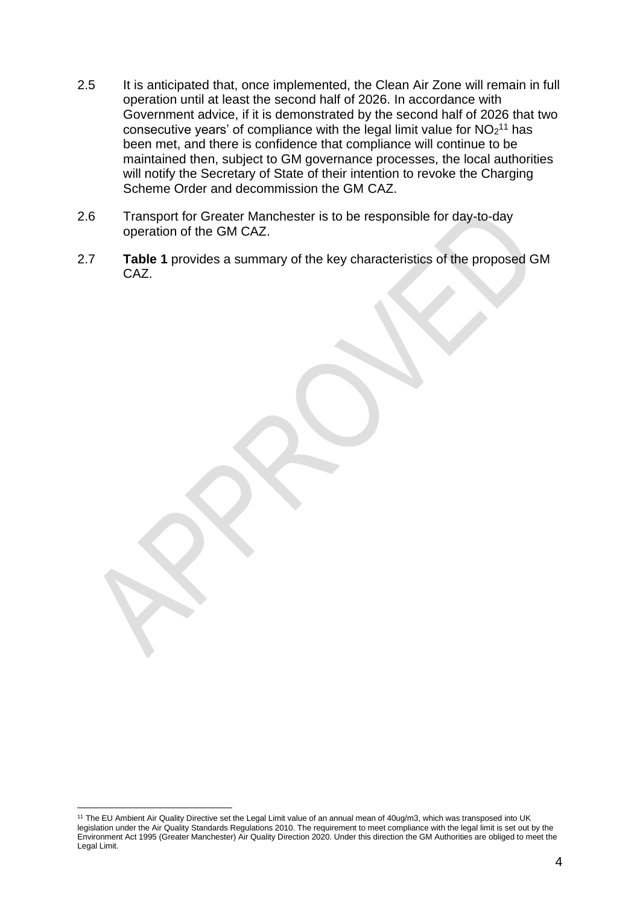2.5 It is anticipated that, once implemented, the Clean Air Zone will remain in full operation until at least the second half of 2026. In accordance with Government advice, if it is demonstrated by the second half of 2026 that two consecutive years' of compliance with the legal limit value for $NO_2$[11] has been met, and there is confidence that compliance will continue to be maintained then, subject to GM governance processes, the local authorities will notify the Secretary of State of their intention to revoke the Charging Scheme Order and decommission the GM CAZ.

2.6 Transport for Greater Manchester is to be responsible for day-to-day operation of the GM CAZ.

2.7 **Table 1** provides a summary of the key characteristics of the proposed GM CAZ.

---

[11] The EU Ambient Air Quality Directive set the Legal Limit value of an annual mean of 40ug/m3, which was transposed into UK legislation under the Air Quality Standards Regulations 2010. The requirement to meet compliance with the legal limit is set out by the Environment Act 1995 (Greater Manchester) Air Quality Direction 2020. Under this direction the GM Authorities are obliged to meet the Legal Limit.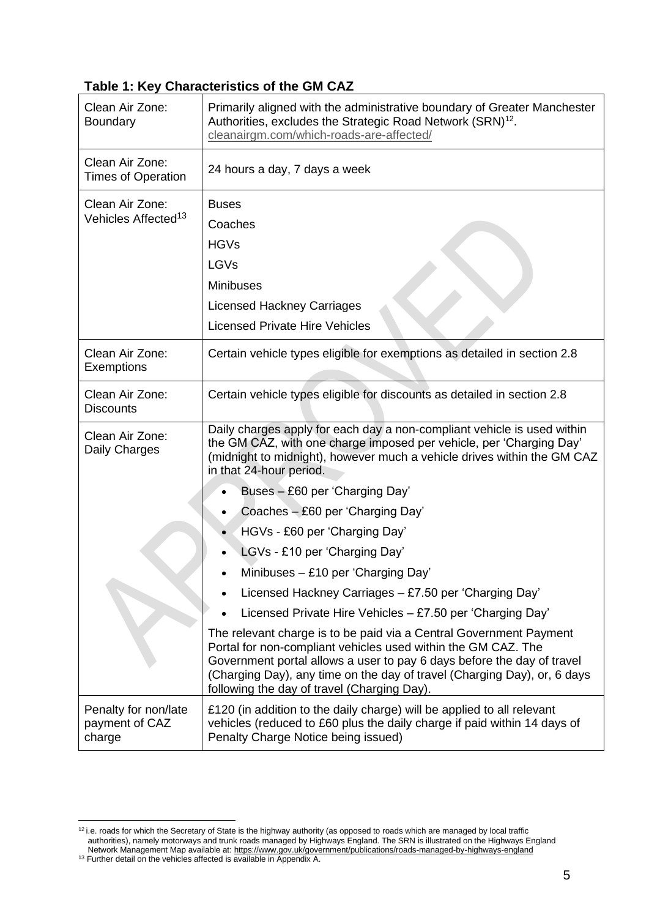**Table 1: Key Characteristics of the GM CAZ**

| | |
|---|---|
| Clean Air Zone: Boundary | Primarily aligned with the administrative boundary of Greater Manchester Authorities, excludes the Strategic Road Network (SRN)[12]. cleanairgm.com/which-roads-are-affected/ |
| Clean Air Zone: Times of Operation | 24 hours a day, 7 days a week |
| Clean Air Zone: Vehicles Affected[13] | Buses<br>Coaches<br>HGVs<br>LGVs<br>Minibuses<br>Licensed Hackney Carriages<br>Licensed Private Hire Vehicles |
| Clean Air Zone: Exemptions | Certain vehicle types eligible for exemptions as detailed in section 2.8 |
| Clean Air Zone: Discounts | Certain vehicle types eligible for discounts as detailed in section 2.8 |
| Clean Air Zone: Daily Charges | Daily charges apply for each day a non-compliant vehicle is used within the GM CAZ, with one charge imposed per vehicle, per 'Charging Day' (midnight to midnight), however much a vehicle drives within the GM CAZ in that 24-hour period.<br>• Buses – £60 per 'Charging Day'<br>• Coaches – £60 per 'Charging Day'<br>• HGVs - £60 per 'Charging Day'<br>• LGVs - £10 per 'Charging Day'<br>• Minibuses – £10 per 'Charging Day'<br>• Licensed Hackney Carriages – £7.50 per 'Charging Day'<br>• Licensed Private Hire Vehicles – £7.50 per 'Charging Day'<br>The relevant charge is to be paid via a Central Government Payment Portal for non-compliant vehicles used within the GM CAZ. The Government portal allows a user to pay 6 days before the day of travel (Charging Day), any time on the day of travel (Charging Day), or, 6 days following the day of travel (Charging Day). |
| Penalty for non/late payment of CAZ charge | £120 (in addition to the daily charge) will be applied to all relevant vehicles (reduced to £60 plus the daily charge if paid within 14 days of Penalty Charge Notice being issued) |

[12] i.e. roads for which the Secretary of State is the highway authority (as opposed to roads which are managed by local traffic authorities), namely motorways and trunk roads managed by Highways England. The SRN is illustrated on the Highways England Network Management Map available at: https://www.gov.uk/government/publications/roads-managed-by-highways-england

[13] Further detail on the vehicles affected is available in Appendix A.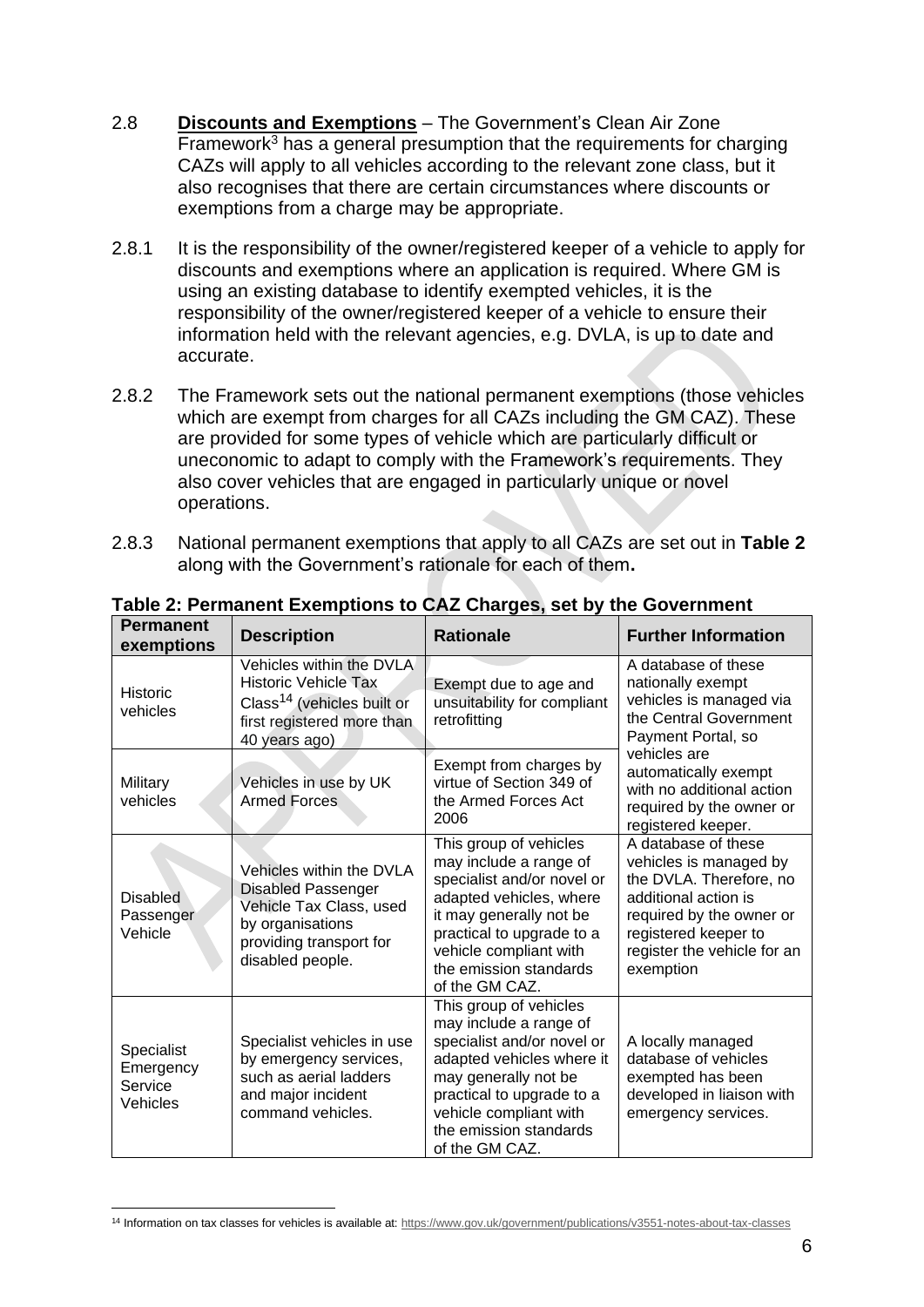2.8 **Discounts and Exemptions** – The Government's Clean Air Zone Framework[3] has a general presumption that the requirements for charging CAZs will apply to all vehicles according to the relevant zone class, but it also recognises that there are certain circumstances where discounts or exemptions from a charge may be appropriate.

2.8.1 It is the responsibility of the owner/registered keeper of a vehicle to apply for discounts and exemptions where an application is required. Where GM is using an existing database to identify exempted vehicles, it is the responsibility of the owner/registered keeper of a vehicle to ensure their information held with the relevant agencies, e.g. DVLA, is up to date and accurate.

2.8.2 The Framework sets out the national permanent exemptions (those vehicles which are exempt from charges for all CAZs including the GM CAZ). These are provided for some types of vehicle which are particularly difficult or uneconomic to adapt to comply with the Framework's requirements. They also cover vehicles that are engaged in particularly unique or novel operations.

2.8.3 National permanent exemptions that apply to all CAZs are set out in **Table 2** along with the Government's rationale for each of them**.**

**Table 2: Permanent Exemptions to CAZ Charges, set by the Government**

| Permanent exemptions | Description | Rationale | Further Information |
|---|---|---|---|
| Historic vehicles | Vehicles within the DVLA Historic Vehicle Tax Class[14] (vehicles built or first registered more than 40 years ago) | Exempt due to age and unsuitability for compliant retrofitting | A database of these nationally exempt vehicles is managed via the Central Government Payment Portal, so vehicles are automatically exempt with no additional action required by the owner or registered keeper. |
| Military vehicles | Vehicles in use by UK Armed Forces | Exempt from charges by virtue of Section 349 of the Armed Forces Act 2006 | |
| Disabled Passenger Vehicle | Vehicles within the DVLA Disabled Passenger Vehicle Tax Class, used by organisations providing transport for disabled people. | This group of vehicles may include a range of specialist and/or novel or adapted vehicles, where it may generally not be practical to upgrade to a vehicle compliant with the emission standards of the GM CAZ. | A database of these vehicles is managed by the DVLA. Therefore, no additional action is required by the owner or registered keeper to register the vehicle for an exemption |
| Specialist Emergency Service Vehicles | Specialist vehicles in use by emergency services, such as aerial ladders and major incident command vehicles. | This group of vehicles may include a range of specialist and/or novel or adapted vehicles where it may generally not be practical to upgrade to a vehicle compliant with the emission standards of the GM CAZ. | A locally managed database of vehicles exempted has been developed in liaison with emergency services. |

[14] Information on tax classes for vehicles is available at: https://www.gov.uk/government/publications/v3551-notes-about-tax-classes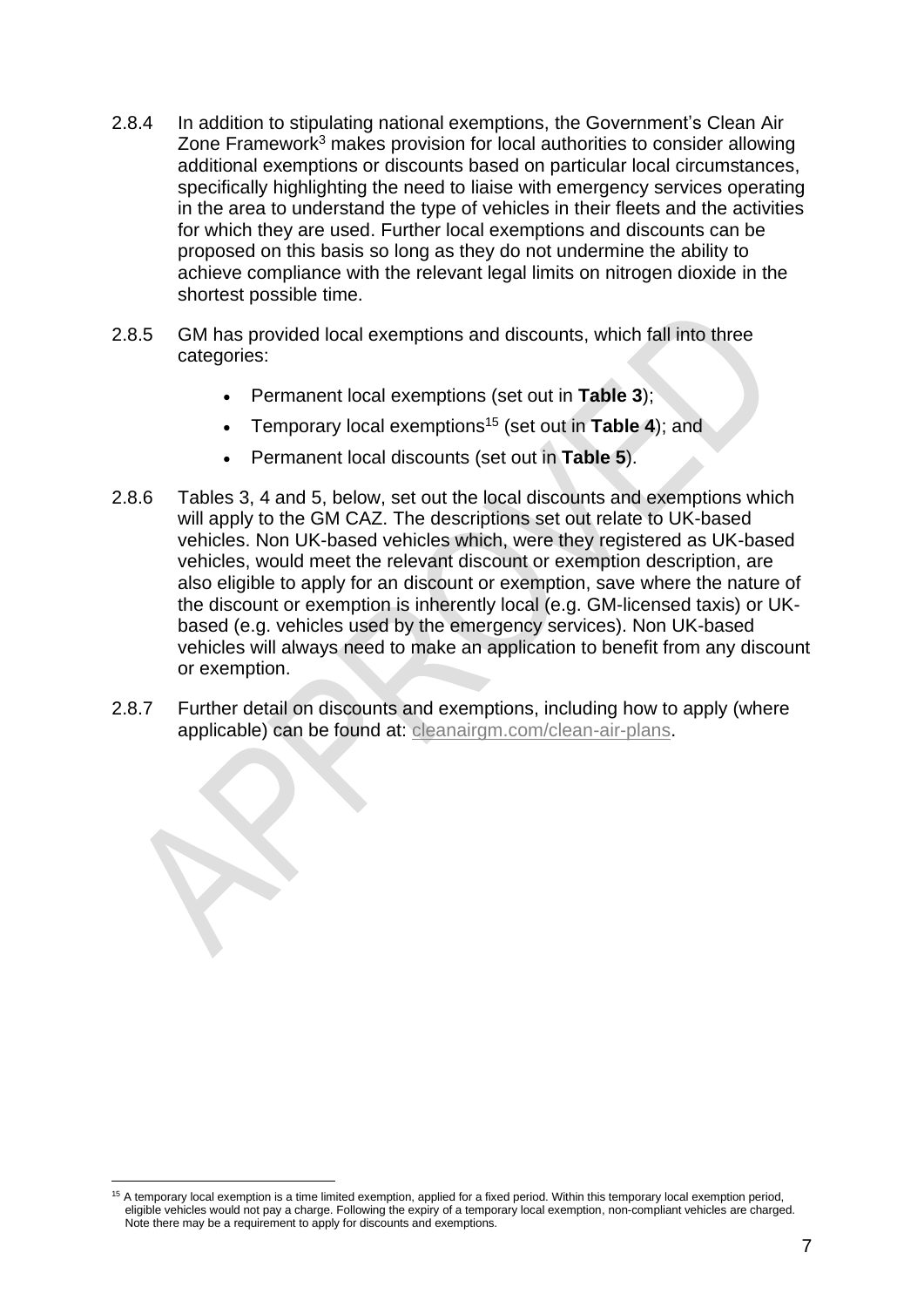2.8.4 In addition to stipulating national exemptions, the Government's Clean Air Zone Framework[3] makes provision for local authorities to consider allowing additional exemptions or discounts based on particular local circumstances, specifically highlighting the need to liaise with emergency services operating in the area to understand the type of vehicles in their fleets and the activities for which they are used. Further local exemptions and discounts can be proposed on this basis so long as they do not undermine the ability to achieve compliance with the relevant legal limits on nitrogen dioxide in the shortest possible time.

2.8.5 GM has provided local exemptions and discounts, which fall into three categories:

- Permanent local exemptions (set out in **Table 3**);
- Temporary local exemptions[15] (set out in **Table 4**); and
- Permanent local discounts (set out in **Table 5**).

2.8.6 Tables 3, 4 and 5, below, set out the local discounts and exemptions which will apply to the GM CAZ. The descriptions set out relate to UK-based vehicles. Non UK-based vehicles which, were they registered as UK-based vehicles, would meet the relevant discount or exemption description, are also eligible to apply for an discount or exemption, save where the nature of the discount or exemption is inherently local (e.g. GM-licensed taxis) or UK-based (e.g. vehicles used by the emergency services). Non UK-based vehicles will always need to make an application to benefit from any discount or exemption.

2.8.7 Further detail on discounts and exemptions, including how to apply (where applicable) can be found at: cleanairgm.com/clean-air-plans.

[15] A temporary local exemption is a time limited exemption, applied for a fixed period. Within this temporary local exemption period, eligible vehicles would not pay a charge. Following the expiry of a temporary local exemption, non-compliant vehicles are charged. Note there may be a requirement to apply for discounts and exemptions.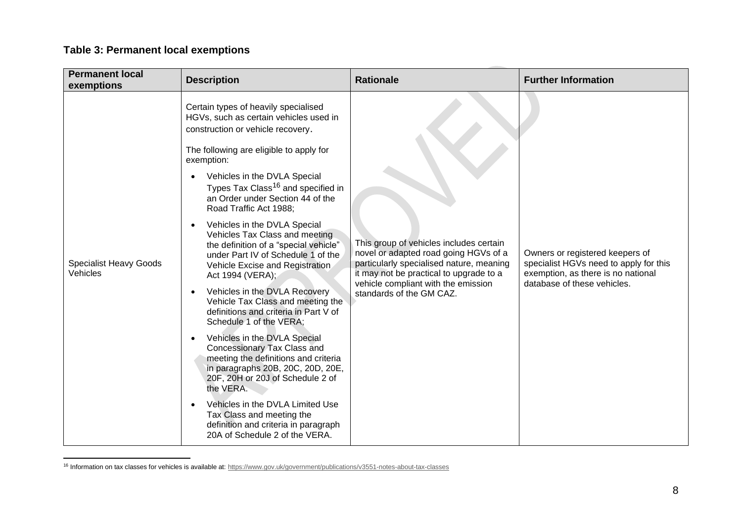**Table 3: Permanent local exemptions**

| Permanent local exemptions | Description | Rationale | Further Information |
|---|---|---|---|
| Specialist Heavy Goods Vehicles | Certain types of heavily specialised HGVs, such as certain vehicles used in construction or vehicle recovery.<br><br>The following are eligible to apply for exemption:<br><ul><li>Vehicles in the DVLA Special Types Tax Class[16] and specified in an Order under Section 44 of the Road Traffic Act 1988;</li><li>Vehicles in the DVLA Special Vehicles Tax Class and meeting the definition of a "special vehicle" under Part IV of Schedule 1 of the Vehicle Excise and Registration Act 1994 (VERA);</li><li>Vehicles in the DVLA Recovery Vehicle Tax Class and meeting the definitions and criteria in Part V of Schedule 1 of the VERA;</li><li>Vehicles in the DVLA Special Concessionary Tax Class and meeting the definitions and criteria in paragraphs 20B, 20C, 20D, 20E, 20F, 20H or 20J of Schedule 2 of the VERA.</li><li>Vehicles in the DVLA Limited Use Tax Class and meeting the definition and criteria in paragraph 20A of Schedule 2 of the VERA.</li></ul> | This group of vehicles includes certain novel or adapted road going HGVs of a particularly specialised nature, meaning it may not be practical to upgrade to a vehicle compliant with the emission standards of the GM CAZ. | Owners or registered keepers of specialist HGVs need to apply for this exemption, as there is no national database of these vehicles. |

[16] Information on tax classes for vehicles is available at: https://www.gov.uk/government/publications/v3551-notes-about-tax-classes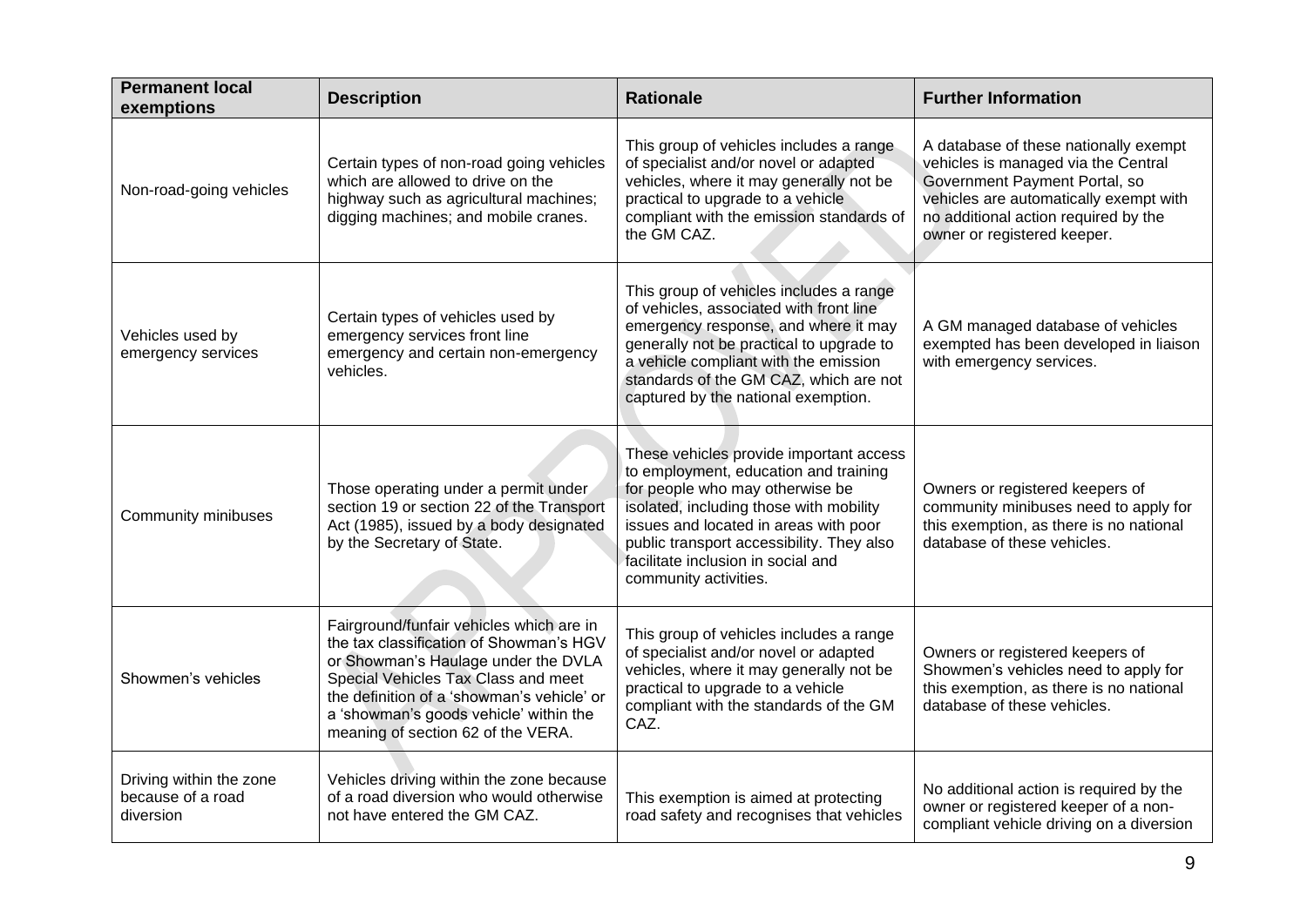| Permanent local exemptions | Description | Rationale | Further Information |
|---|---|---|---|
| Non-road-going vehicles | Certain types of non-road going vehicles which are allowed to drive on the highway such as agricultural machines; digging machines; and mobile cranes. | This group of vehicles includes a range of specialist and/or novel or adapted vehicles, where it may generally not be practical to upgrade to a vehicle compliant with the emission standards of the GM CAZ. | A database of these nationally exempt vehicles is managed via the Central Government Payment Portal, so vehicles are automatically exempt with no additional action required by the owner or registered keeper. |
| Vehicles used by emergency services | Certain types of vehicles used by emergency services front line emergency and certain non-emergency vehicles. | This group of vehicles includes a range of vehicles, associated with front line emergency response, and where it may generally not be practical to upgrade to a vehicle compliant with the emission standards of the GM CAZ, which are not captured by the national exemption. | A GM managed database of vehicles exempted has been developed in liaison with emergency services. |
| Community minibuses | Those operating under a permit under section 19 or section 22 of the Transport Act (1985), issued by a body designated by the Secretary of State. | These vehicles provide important access to employment, education and training for people who may otherwise be isolated, including those with mobility issues and located in areas with poor public transport accessibility. They also facilitate inclusion in social and community activities. | Owners or registered keepers of community minibuses need to apply for this exemption, as there is no national database of these vehicles. |
| Showmen's vehicles | Fairground/funfair vehicles which are in the tax classification of Showman's HGV or Showman's Haulage under the DVLA Special Vehicles Tax Class and meet the definition of a 'showman's vehicle' or a 'showman's goods vehicle' within the meaning of section 62 of the VERA. | This group of vehicles includes a range of specialist and/or novel or adapted vehicles, where it may generally not be practical to upgrade to a vehicle compliant with the standards of the GM CAZ. | Owners or registered keepers of Showmen's vehicles need to apply for this exemption, as there is no national database of these vehicles. |
| Driving within the zone because of a road diversion | Vehicles driving within the zone because of a road diversion who would otherwise not have entered the GM CAZ. | This exemption is aimed at protecting road safety and recognises that vehicles | No additional action is required by the owner or registered keeper of a non-compliant vehicle driving on a diversion |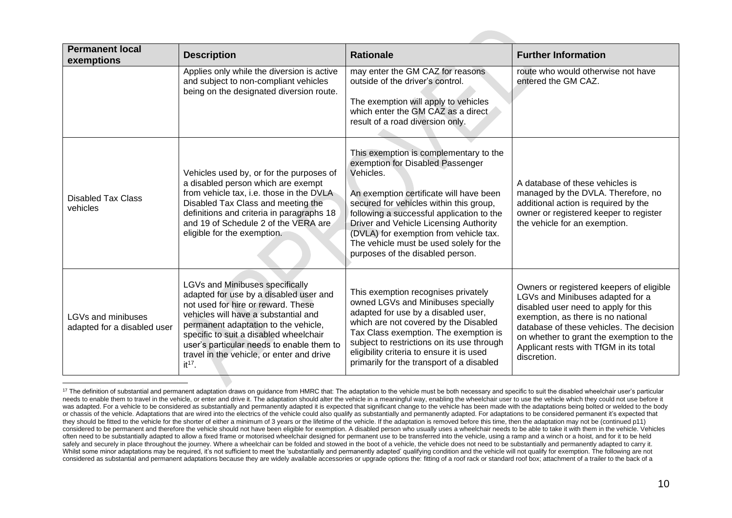| Permanent local exemptions | Description | Rationale | Further Information |
|---|---|---|---|
| | Applies only while the diversion is active and subject to non-compliant vehicles being on the designated diversion route. | may enter the GM CAZ for reasons outside of the driver's control.<br><br>The exemption will apply to vehicles which enter the GM CAZ as a direct result of a road diversion only. | route who would otherwise not have entered the GM CAZ. |
| Disabled Tax Class vehicles | Vehicles used by, or for the purposes of a disabled person which are exempt from vehicle tax, i.e. those in the DVLA Disabled Tax Class and meeting the definitions and criteria in paragraphs 18 and 19 of Schedule 2 of the VERA are eligible for the exemption. | This exemption is complementary to the exemption for Disabled Passenger Vehicles.<br><br>An exemption certificate will have been secured for vehicles within this group, following a successful application to the Driver and Vehicle Licensing Authority (DVLA) for exemption from vehicle tax. The vehicle must be used solely for the purposes of the disabled person. | A database of these vehicles is managed by the DVLA. Therefore, no additional action is required by the owner or registered keeper to register the vehicle for an exemption. |
| LGVs and minibuses adapted for a disabled user | LGVs and Minibuses specifically adapted for use by a disabled user and not used for hire or reward. These vehicles will have a substantial and permanent adaptation to the vehicle, specific to suit a disabled wheelchair user's particular needs to enable them to travel in the vehicle, or enter and drive it[17]. | This exemption recognises privately owned LGVs and Minibuses specially adapted for use by a disabled user, which are not covered by the Disabled Tax Class exemption. The exemption is subject to restrictions on its use through eligibility criteria to ensure it is used primarily for the transport of a disabled | Owners or registered keepers of eligible LGVs and Minibuses adapted for a disabled user need to apply for this exemption, as there is no national database of these vehicles. The decision on whether to grant the exemption to the Applicant rests with TfGM in its total discretion. |

[17] The definition of substantial and permanent adaptation draws on guidance from HMRC that: The adaptation to the vehicle must be both necessary and specific to suit the disabled wheelchair user's particular needs to enable them to travel in the vehicle, or enter and drive it. The adaptation should alter the vehicle in a meaningful way, enabling the wheelchair user to use the vehicle which they could not use before it was adapted. For a vehicle to be considered as substantially and permanently adapted it is expected that significant change to the vehicle has been made with the adaptations being bolted or welded to the body or chassis of the vehicle. Adaptations that are wired into the electrics of the vehicle could also qualify as substantially and permanently adapted. For adaptations to be considered permanent it's expected that they should be fitted to the vehicle for the shorter of either a minimum of 3 years or the lifetime of the vehicle. If the adaptation is removed before this time, then the adaptation may not be (continued p11) considered to be permanent and therefore the vehicle should not have been eligible for exemption. A disabled person who usually uses a wheelchair needs to be able to take it with them in the vehicle. Vehicles often need to be substantially adapted to allow a fixed frame or motorised wheelchair designed for permanent use to be transferred into the vehicle, using a ramp and a winch or a hoist, and for it to be held safely and securely in place throughout the journey. Where a wheelchair can be folded and stowed in the boot of a vehicle, the vehicle does not need to be substantially and permanently adapted to carry it. Whilst some minor adaptations may be required, it's not sufficient to meet the 'substantially and permanently adapted' qualifying condition and the vehicle will not qualify for exemption. The following are not considered as substantial and permanent adaptations because they are widely available accessories or upgrade options the: fitting of a roof rack or standard roof box; attachment of a trailer to the back of a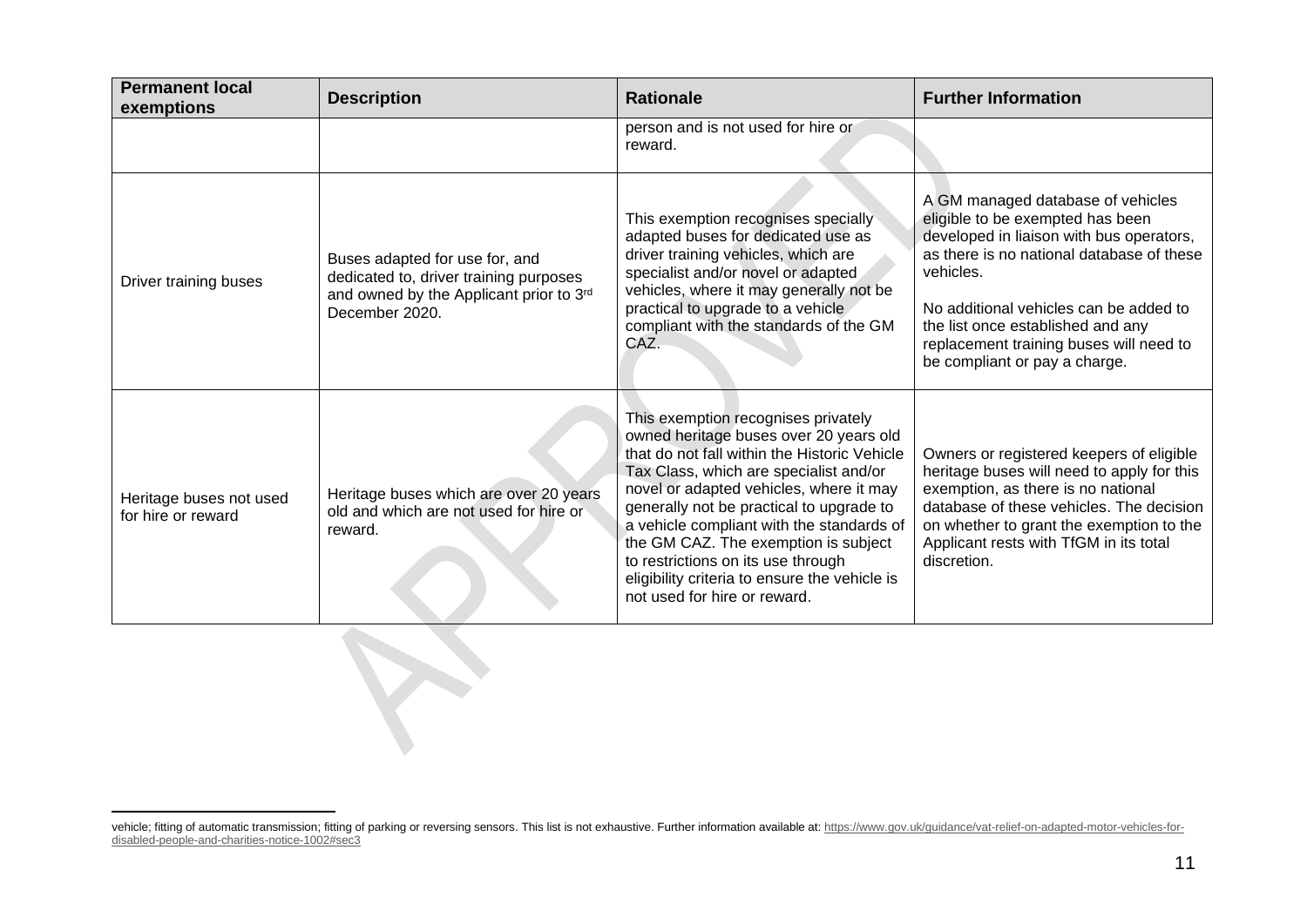| Permanent local exemptions | Description | Rationale | Further Information |
|---|---|---|---|
| | | person and is not used for hire or reward. | |
| Driver training buses | Buses adapted for use for, and dedicated to, driver training purposes and owned by the Applicant prior to 3rd December 2020. | This exemption recognises specially adapted buses for dedicated use as driver training vehicles, which are specialist and/or novel or adapted vehicles, where it may generally not be practical to upgrade to a vehicle compliant with the standards of the GM CAZ. | A GM managed database of vehicles eligible to be exempted has been developed in liaison with bus operators, as there is no national database of these vehicles.<br><br>No additional vehicles can be added to the list once established and any replacement training buses will need to be compliant or pay a charge. |
| Heritage buses not used for hire or reward | Heritage buses which are over 20 years old and which are not used for hire or reward. | This exemption recognises privately owned heritage buses over 20 years old that do not fall within the Historic Vehicle Tax Class, which are specialist and/or novel or adapted vehicles, where it may generally not be practical to upgrade to a vehicle compliant with the standards of the GM CAZ. The exemption is subject to restrictions on its use through eligibility criteria to ensure the vehicle is not used for hire or reward. | Owners or registered keepers of eligible heritage buses will need to apply for this exemption, as there is no national database of these vehicles. The decision on whether to grant the exemption to the Applicant rests with TfGM in its total discretion. |

vehicle; fitting of automatic transmission; fitting of parking or reversing sensors. This list is not exhaustive. Further information available at: https://www.gov.uk/guidance/vat-relief-on-adapted-motor-vehicles-for-disabled-people-and-charities-notice-1002#sec3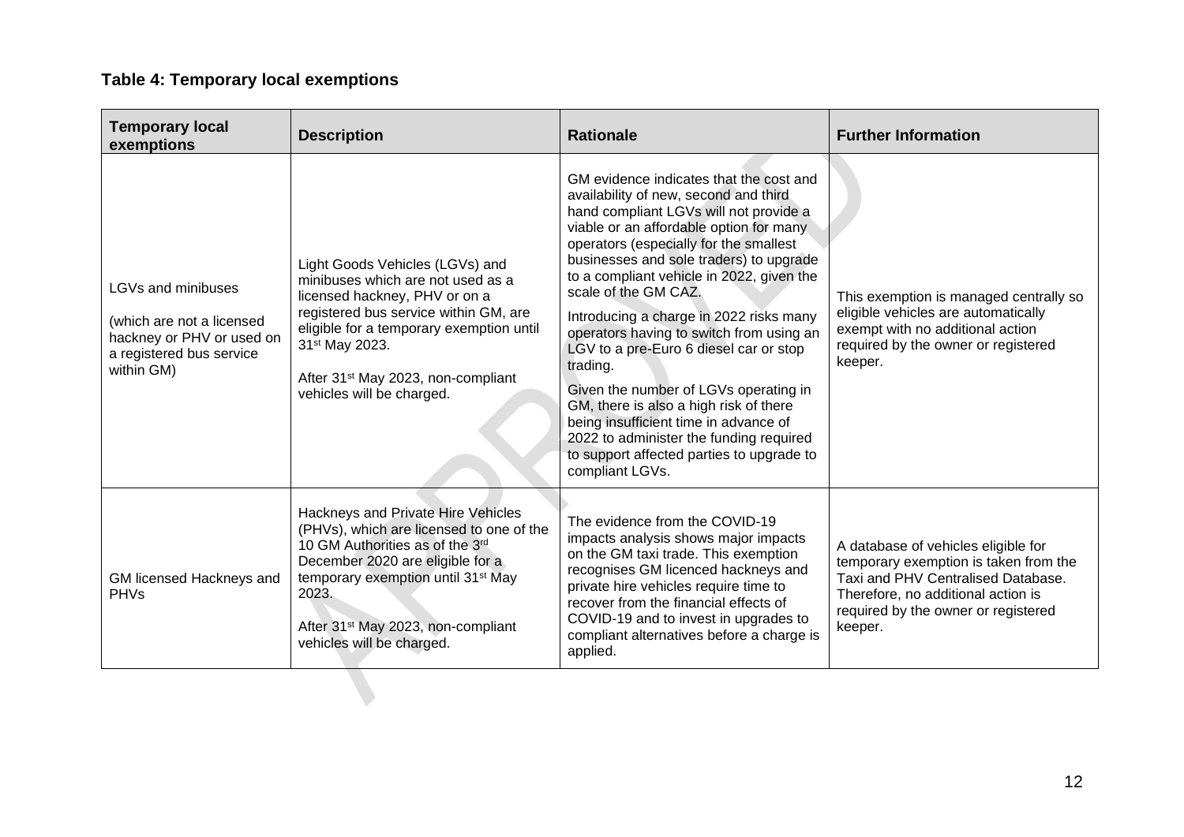**Table 4: Temporary local exemptions**

| Temporary local exemptions | Description | Rationale | Further Information |
|---|---|---|---|
| LGVs and minibuses<br><br>(which are not a licensed hackney or PHV or used on a registered bus service within GM) | Light Goods Vehicles (LGVs) and minibuses which are not used as a licensed hackney, PHV or on a registered bus service within GM, are eligible for a temporary exemption until 31st May 2023.<br><br>After 31st May 2023, non-compliant vehicles will be charged. | GM evidence indicates that the cost and availability of new, second and third hand compliant LGVs will not provide a viable or an affordable option for many operators (especially for the smallest businesses and sole traders) to upgrade to a compliant vehicle in 2022, given the scale of the GM CAZ.<br><br>Introducing a charge in 2022 risks many operators having to switch from using an LGV to a pre-Euro 6 diesel car or stop trading.<br><br>Given the number of LGVs operating in GM, there is also a high risk of there being insufficient time in advance of 2022 to administer the funding required to support affected parties to upgrade to compliant LGVs. | This exemption is managed centrally so eligible vehicles are automatically exempt with no additional action required by the owner or registered keeper. |
| GM licensed Hackneys and PHVs | Hackneys and Private Hire Vehicles (PHVs), which are licensed to one of the 10 GM Authorities as of the 3rd December 2020 are eligible for a temporary exemption until 31st May 2023.<br><br>After 31st May 2023, non-compliant vehicles will be charged. | The evidence from the COVID-19 impacts analysis shows major impacts on the GM taxi trade. This exemption recognises GM licenced hackneys and private hire vehicles require time to recover from the financial effects of COVID-19 and to invest in upgrades to compliant alternatives before a charge is applied. | A database of vehicles eligible for temporary exemption is taken from the Taxi and PHV Centralised Database. Therefore, no additional action is required by the owner or registered keeper. |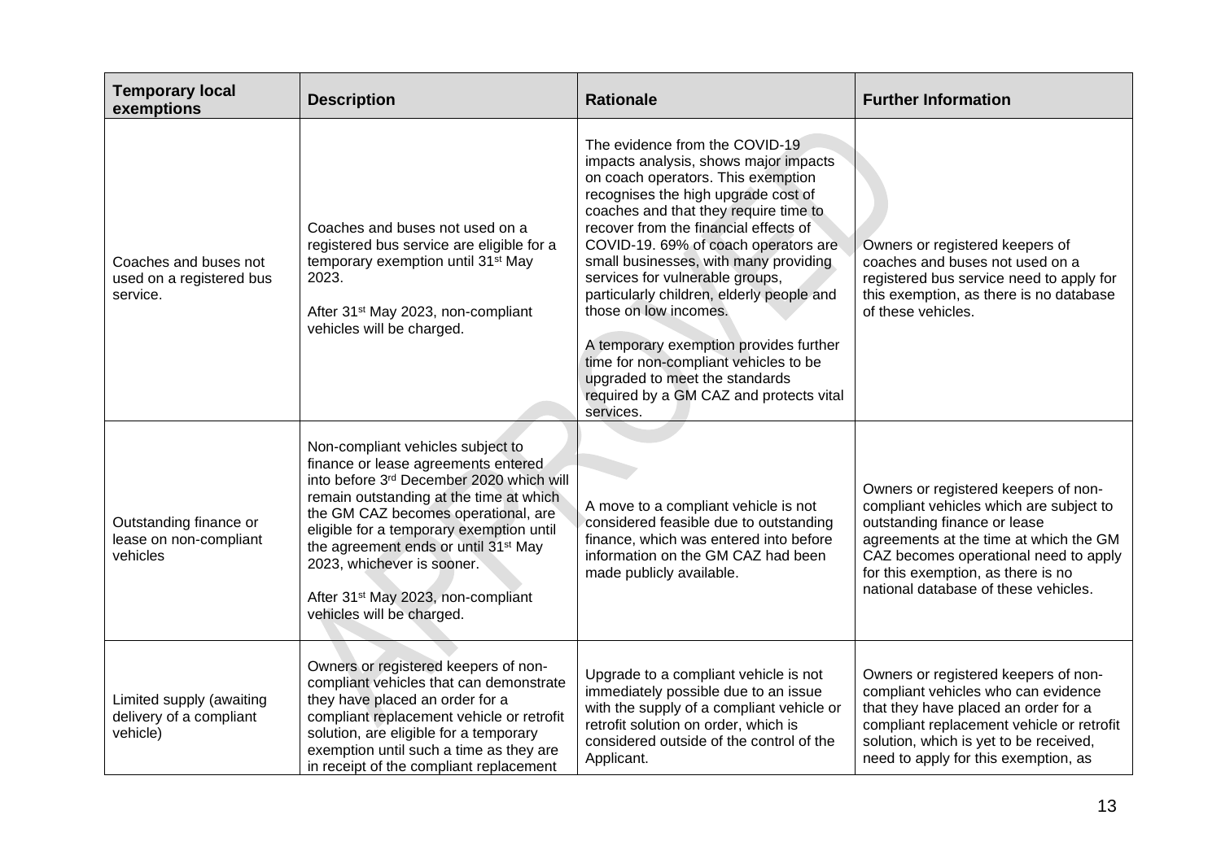| Temporary local exemptions | Description | Rationale | Further Information |
|---|---|---|---|
| Coaches and buses not used on a registered bus service. | Coaches and buses not used on a registered bus service are eligible for a temporary exemption until 31st May 2023.<br><br>After 31st May 2023, non-compliant vehicles will be charged. | The evidence from the COVID-19 impacts analysis, shows major impacts on coach operators. This exemption recognises the high upgrade cost of coaches and that they require time to recover from the financial effects of COVID-19. 69% of coach operators are small businesses, with many providing services for vulnerable groups, particularly children, elderly people and those on low incomes.<br><br>A temporary exemption provides further time for non-compliant vehicles to be upgraded to meet the standards required by a GM CAZ and protects vital services. | Owners or registered keepers of coaches and buses not used on a registered bus service need to apply for this exemption, as there is no database of these vehicles. |
| Outstanding finance or lease on non-compliant vehicles | Non-compliant vehicles subject to finance or lease agreements entered into before 3rd December 2020 which will remain outstanding at the time at which the GM CAZ becomes operational, are eligible for a temporary exemption until the agreement ends or until 31st May 2023, whichever is sooner.<br><br>After 31st May 2023, non-compliant vehicles will be charged. | A move to a compliant vehicle is not considered feasible due to outstanding finance, which was entered into before information on the GM CAZ had been made publicly available. | Owners or registered keepers of non-compliant vehicles which are subject to outstanding finance or lease agreements at the time at which the GM CAZ becomes operational need to apply for this exemption, as there is no national database of these vehicles. |
| Limited supply (awaiting delivery of a compliant vehicle) | Owners or registered keepers of non-compliant vehicles that can demonstrate they have placed an order for a compliant replacement vehicle or retrofit solution, are eligible for a temporary exemption until such a time as they are in receipt of the compliant replacement | Upgrade to a compliant vehicle is not immediately possible due to an issue with the supply of a compliant vehicle or retrofit solution on order, which is considered outside of the control of the Applicant. | Owners or registered keepers of non-compliant vehicles who can evidence that they have placed an order for a compliant replacement vehicle or retrofit solution, which is yet to be received, need to apply for this exemption, as |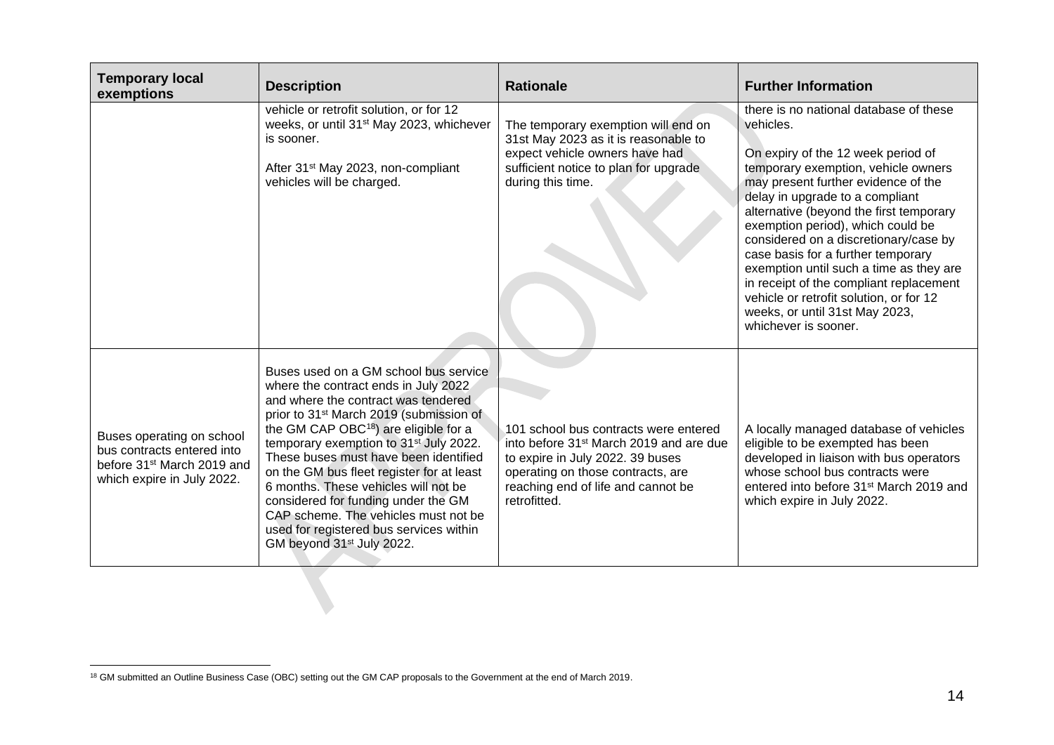| Temporary local exemptions | Description | Rationale | Further Information |
|---|---|---|---|
| | vehicle or retrofit solution, or for 12 weeks, or until 31st May 2023, whichever is sooner.<br><br>After 31st May 2023, non-compliant vehicles will be charged. | The temporary exemption will end on 31st May 2023 as it is reasonable to expect vehicle owners have had sufficient notice to plan for upgrade during this time. | there is no national database of these vehicles.<br><br>On expiry of the 12 week period of temporary exemption, vehicle owners may present further evidence of the delay in upgrade to a compliant alternative (beyond the first temporary exemption period), which could be considered on a discretionary/case by case basis for a further temporary exemption until such a time as they are in receipt of the compliant replacement vehicle or retrofit solution, or for 12 weeks, or until 31st May 2023, whichever is sooner. |
| Buses operating on school bus contracts entered into before 31st March 2019 and which expire in July 2022. | Buses used on a GM school bus service where the contract ends in July 2022 and where the contract was tendered prior to 31st March 2019 (submission of the GM CAP OBC[18]) are eligible for a temporary exemption to 31st July 2022. These buses must have been identified on the GM bus fleet register for at least 6 months. These vehicles will not be considered for funding under the GM CAP scheme. The vehicles must not be used for registered bus services within GM beyond 31st July 2022. | 101 school bus contracts were entered into before 31st March 2019 and are due to expire in July 2022. 39 buses operating on those contracts, are reaching end of life and cannot be retrofitted. | A locally managed database of vehicles eligible to be exempted has been developed in liaison with bus operators whose school bus contracts were entered into before 31st March 2019 and which expire in July 2022. |

[18] GM submitted an Outline Business Case (OBC) setting out the GM CAP proposals to the Government at the end of March 2019.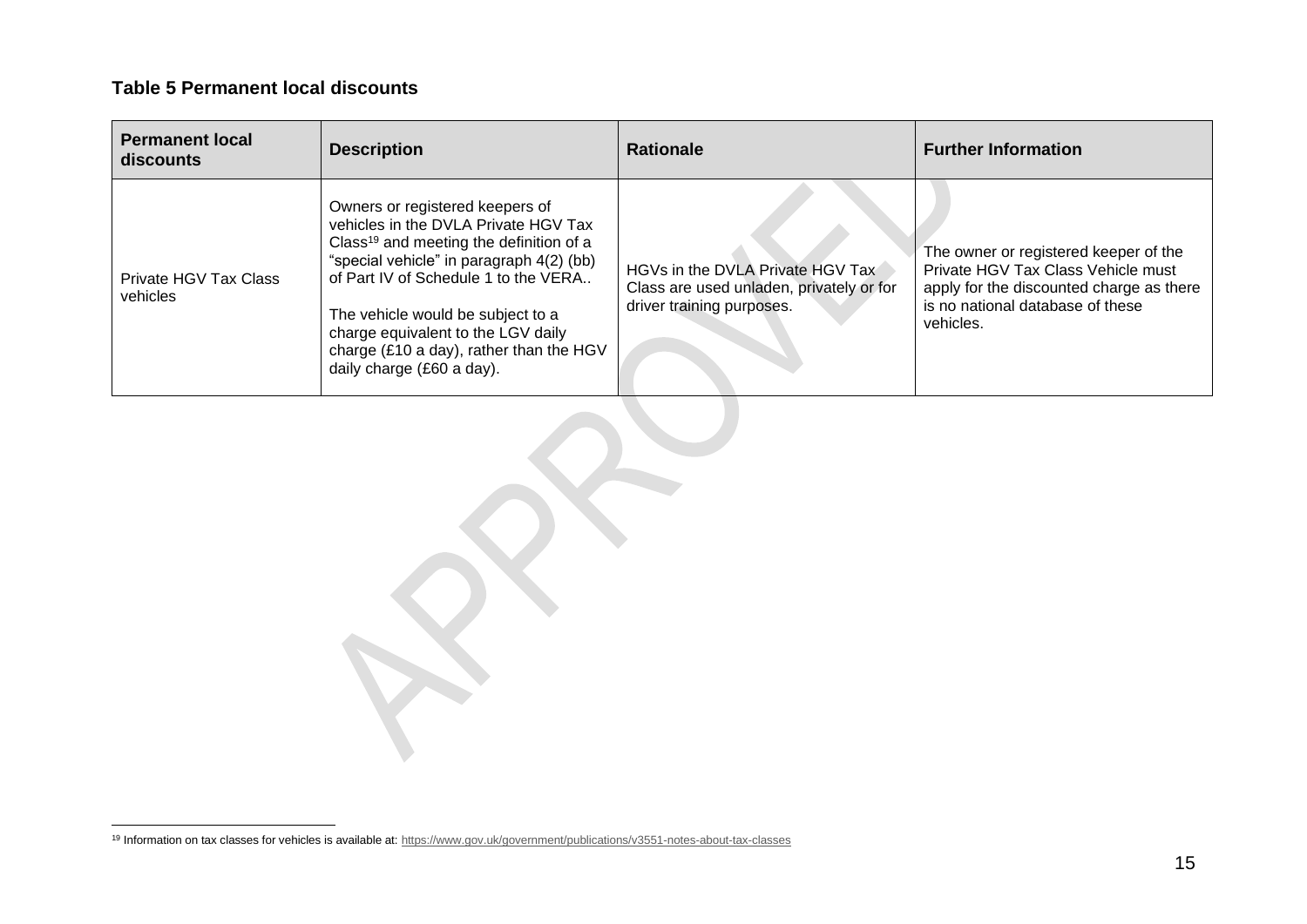**Table 5 Permanent local discounts**

| Permanent local discounts | Description | Rationale | Further Information |
|---|---|---|---|
| Private HGV Tax Class vehicles | Owners or registered keepers of vehicles in the DVLA Private HGV Tax Class[19] and meeting the definition of a "special vehicle" in paragraph 4(2) (bb) of Part IV of Schedule 1 to the VERA.. <br><br> The vehicle would be subject to a charge equivalent to the LGV daily charge (£10 a day), rather than the HGV daily charge (£60 a day). | HGVs in the DVLA Private HGV Tax Class are used unladen, privately or for driver training purposes. | The owner or registered keeper of the Private HGV Tax Class Vehicle must apply for the discounted charge as there is no national database of these vehicles. |

[19] Information on tax classes for vehicles is available at: https://www.gov.uk/government/publications/v3551-notes-about-tax-classes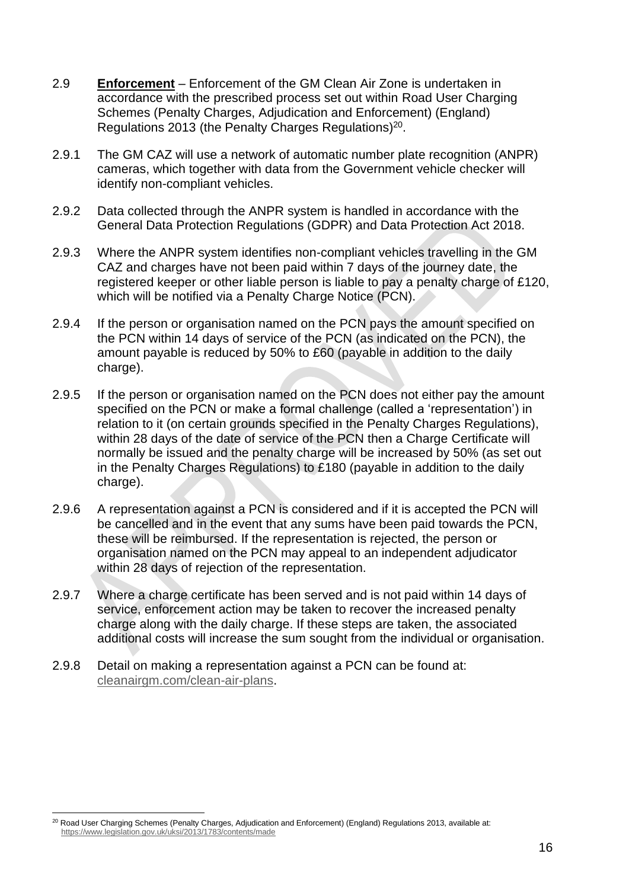2.9 **Enforcement** – Enforcement of the GM Clean Air Zone is undertaken in accordance with the prescribed process set out within Road User Charging Schemes (Penalty Charges, Adjudication and Enforcement) (England) Regulations 2013 (the Penalty Charges Regulations)[20].

2.9.1 The GM CAZ will use a network of automatic number plate recognition (ANPR) cameras, which together with data from the Government vehicle checker will identify non-compliant vehicles.

2.9.2 Data collected through the ANPR system is handled in accordance with the General Data Protection Regulations (GDPR) and Data Protection Act 2018.

2.9.3 Where the ANPR system identifies non-compliant vehicles travelling in the GM CAZ and charges have not been paid within 7 days of the journey date, the registered keeper or other liable person is liable to pay a penalty charge of £120, which will be notified via a Penalty Charge Notice (PCN).

2.9.4 If the person or organisation named on the PCN pays the amount specified on the PCN within 14 days of service of the PCN (as indicated on the PCN), the amount payable is reduced by 50% to £60 (payable in addition to the daily charge).

2.9.5 If the person or organisation named on the PCN does not either pay the amount specified on the PCN or make a formal challenge (called a 'representation') in relation to it (on certain grounds specified in the Penalty Charges Regulations), within 28 days of the date of service of the PCN then a Charge Certificate will normally be issued and the penalty charge will be increased by 50% (as set out in the Penalty Charges Regulations) to £180 (payable in addition to the daily charge).

2.9.6 A representation against a PCN is considered and if it is accepted the PCN will be cancelled and in the event that any sums have been paid towards the PCN, these will be reimbursed. If the representation is rejected, the person or organisation named on the PCN may appeal to an independent adjudicator within 28 days of rejection of the representation.

2.9.7 Where a charge certificate has been served and is not paid within 14 days of service, enforcement action may be taken to recover the increased penalty charge along with the daily charge. If these steps are taken, the associated additional costs will increase the sum sought from the individual or organisation.

2.9.8 Detail on making a representation against a PCN can be found at: cleanairgm.com/clean-air-plans.

[20] Road User Charging Schemes (Penalty Charges, Adjudication and Enforcement) (England) Regulations 2013, available at: https://www.legislation.gov.uk/uksi/2013/1783/contents/made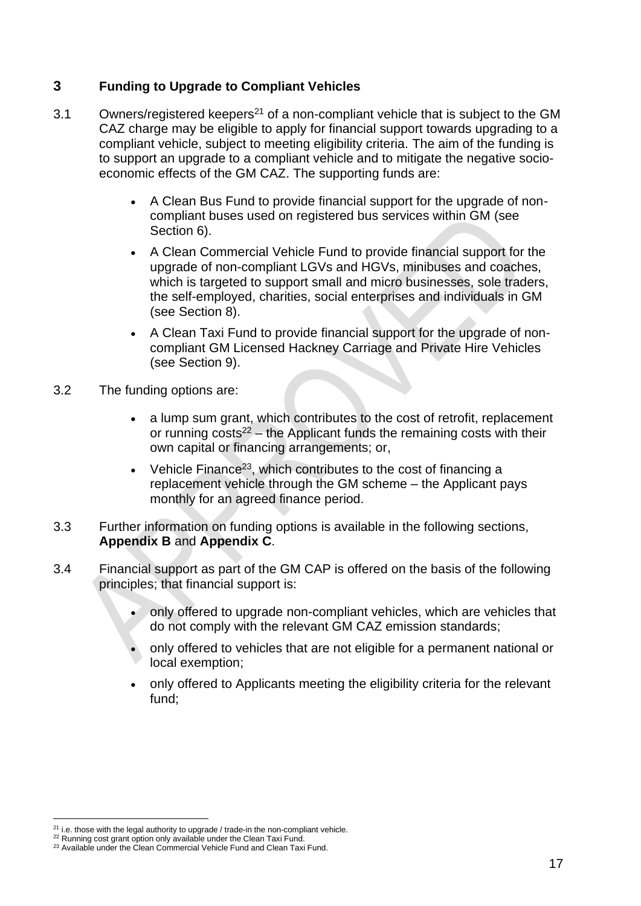## 3 Funding to Upgrade to Compliant Vehicles

3.1 Owners/registered keepers[21] of a non-compliant vehicle that is subject to the GM CAZ charge may be eligible to apply for financial support towards upgrading to a compliant vehicle, subject to meeting eligibility criteria. The aim of the funding is to support an upgrade to a compliant vehicle and to mitigate the negative socio-economic effects of the GM CAZ. The supporting funds are:

- A Clean Bus Fund to provide financial support for the upgrade of non-compliant buses used on registered bus services within GM (see Section 6).
- A Clean Commercial Vehicle Fund to provide financial support for the upgrade of non-compliant LGVs and HGVs, minibuses and coaches, which is targeted to support small and micro businesses, sole traders, the self-employed, charities, social enterprises and individuals in GM (see Section 8).
- A Clean Taxi Fund to provide financial support for the upgrade of non-compliant GM Licensed Hackney Carriage and Private Hire Vehicles (see Section 9).

3.2 The funding options are:

- a lump sum grant, which contributes to the cost of retrofit, replacement or running costs[22] – the Applicant funds the remaining costs with their own capital or financing arrangements; or,
- Vehicle Finance[23], which contributes to the cost of financing a replacement vehicle through the GM scheme – the Applicant pays monthly for an agreed finance period.

3.3 Further information on funding options is available in the following sections, **Appendix B** and **Appendix C**.

3.4 Financial support as part of the GM CAP is offered on the basis of the following principles; that financial support is:

- only offered to upgrade non-compliant vehicles, which are vehicles that do not comply with the relevant GM CAZ emission standards;
- only offered to vehicles that are not eligible for a permanent national or local exemption;
- only offered to Applicants meeting the eligibility criteria for the relevant fund;

---

[21] i.e. those with the legal authority to upgrade / trade-in the non-compliant vehicle.

[22] Running cost grant option only available under the Clean Taxi Fund.

[23] Available under the Clean Commercial Vehicle Fund and Clean Taxi Fund.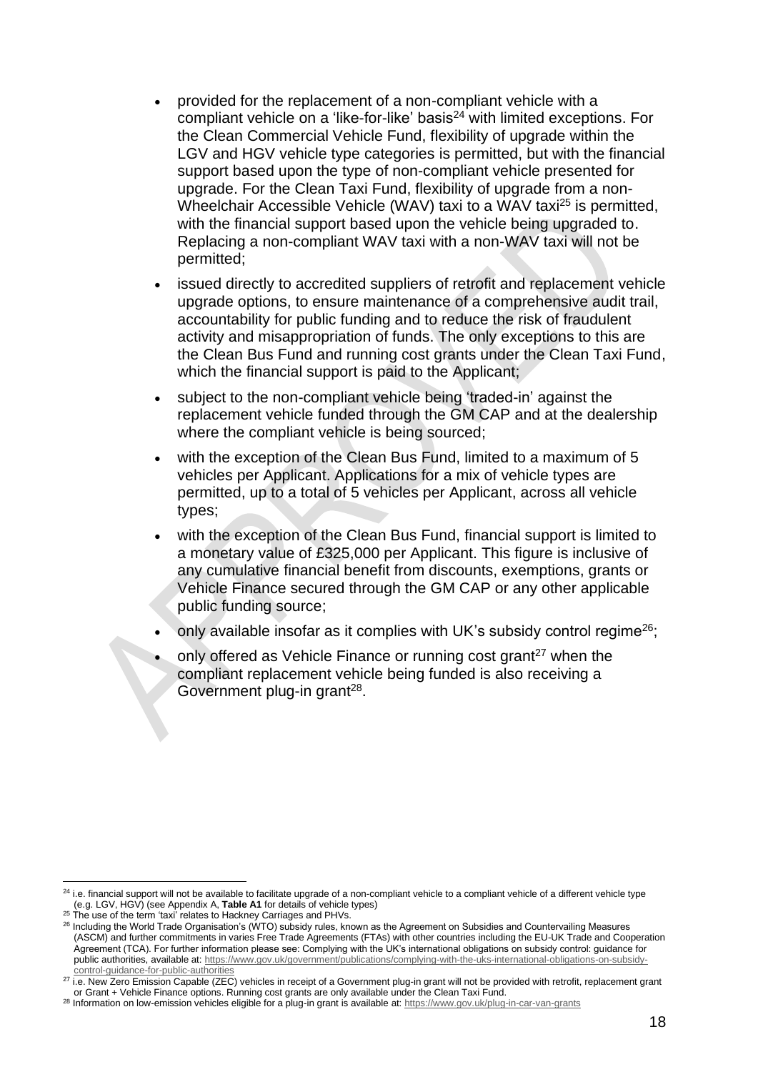- provided for the replacement of a non-compliant vehicle with a compliant vehicle on a 'like-for-like' basis[24] with limited exceptions. For the Clean Commercial Vehicle Fund, flexibility of upgrade within the LGV and HGV vehicle type categories is permitted, but with the financial support based upon the type of non-compliant vehicle presented for upgrade. For the Clean Taxi Fund, flexibility of upgrade from a non-Wheelchair Accessible Vehicle (WAV) taxi to a WAV taxi[25] is permitted, with the financial support based upon the vehicle being upgraded to. Replacing a non-compliant WAV taxi with a non-WAV taxi will not be permitted;
- issued directly to accredited suppliers of retrofit and replacement vehicle upgrade options, to ensure maintenance of a comprehensive audit trail, accountability for public funding and to reduce the risk of fraudulent activity and misappropriation of funds. The only exceptions to this are the Clean Bus Fund and running cost grants under the Clean Taxi Fund, which the financial support is paid to the Applicant;
- subject to the non-compliant vehicle being 'traded-in' against the replacement vehicle funded through the GM CAP and at the dealership where the compliant vehicle is being sourced;
- with the exception of the Clean Bus Fund, limited to a maximum of 5 vehicles per Applicant. Applications for a mix of vehicle types are permitted, up to a total of 5 vehicles per Applicant, across all vehicle types;
- with the exception of the Clean Bus Fund, financial support is limited to a monetary value of £325,000 per Applicant. This figure is inclusive of any cumulative financial benefit from discounts, exemptions, grants or Vehicle Finance secured through the GM CAP or any other applicable public funding source;
- only available insofar as it complies with UK's subsidy control regime[26];
- only offered as Vehicle Finance or running cost grant[27] when the compliant replacement vehicle being funded is also receiving a Government plug-in grant[28].

---

[24] i.e. financial support will not be available to facilitate upgrade of a non-compliant vehicle to a compliant vehicle of a different vehicle type (e.g. LGV, HGV) (see Appendix A, **Table A1** for details of vehicle types)

[25] The use of the term 'taxi' relates to Hackney Carriages and PHVs.

[26] Including the World Trade Organisation's (WTO) subsidy rules, known as the Agreement on Subsidies and Countervailing Measures (ASCM) and further commitments in varies Free Trade Agreements (FTAs) with other countries including the EU-UK Trade and Cooperation Agreement (TCA). For further information please see: Complying with the UK's international obligations on subsidy control: guidance for public authorities, available at: https://www.gov.uk/government/publications/complying-with-the-uks-international-obligations-on-subsidy-control-guidance-for-public-authorities

[27] i.e. New Zero Emission Capable (ZEC) vehicles in receipt of a Government plug-in grant will not be provided with retrofit, replacement grant or Grant + Vehicle Finance options. Running cost grants are only available under the Clean Taxi Fund.

[28] Information on low-emission vehicles eligible for a plug-in grant is available at: https://www.gov.uk/plug-in-car-van-grants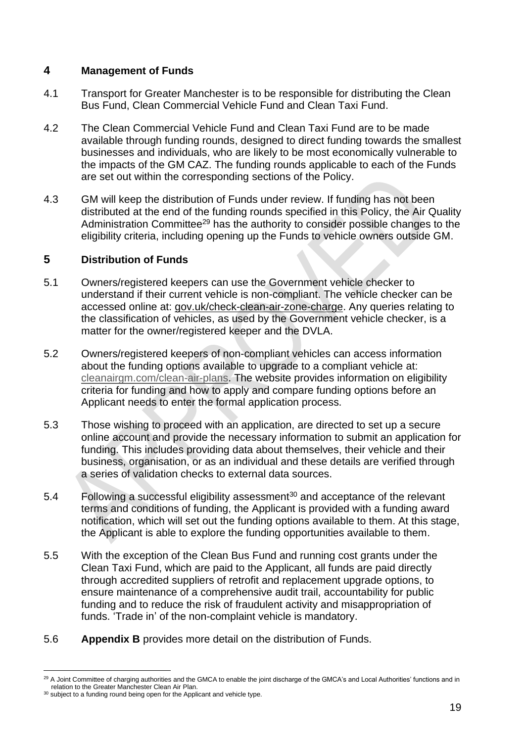## 4 Management of Funds

4.1 Transport for Greater Manchester is to be responsible for distributing the Clean Bus Fund, Clean Commercial Vehicle Fund and Clean Taxi Fund.

4.2 The Clean Commercial Vehicle Fund and Clean Taxi Fund are to be made available through funding rounds, designed to direct funding towards the smallest businesses and individuals, who are likely to be most economically vulnerable to the impacts of the GM CAZ. The funding rounds applicable to each of the Funds are set out within the corresponding sections of the Policy.

4.3 GM will keep the distribution of Funds under review. If funding has not been distributed at the end of the funding rounds specified in this Policy, the Air Quality Administration Committee[29] has the authority to consider possible changes to the eligibility criteria, including opening up the Funds to vehicle owners outside GM.

## 5 Distribution of Funds

5.1 Owners/registered keepers can use the Government vehicle checker to understand if their current vehicle is non-compliant. The vehicle checker can be accessed online at: gov.uk/check-clean-air-zone-charge. Any queries relating to the classification of vehicles, as used by the Government vehicle checker, is a matter for the owner/registered keeper and the DVLA.

5.2 Owners/registered keepers of non-compliant vehicles can access information about the funding options available to upgrade to a compliant vehicle at: cleanairgm.com/clean-air-plans. The website provides information on eligibility criteria for funding and how to apply and compare funding options before an Applicant needs to enter the formal application process.

5.3 Those wishing to proceed with an application, are directed to set up a secure online account and provide the necessary information to submit an application for funding. This includes providing data about themselves, their vehicle and their business, organisation, or as an individual and these details are verified through a series of validation checks to external data sources.

5.4 Following a successful eligibility assessment[30] and acceptance of the relevant terms and conditions of funding, the Applicant is provided with a funding award notification, which will set out the funding options available to them. At this stage, the Applicant is able to explore the funding opportunities available to them.

5.5 With the exception of the Clean Bus Fund and running cost grants under the Clean Taxi Fund, which are paid to the Applicant, all funds are paid directly through accredited suppliers of retrofit and replacement upgrade options, to ensure maintenance of a comprehensive audit trail, accountability for public funding and to reduce the risk of fraudulent activity and misappropriation of funds. 'Trade in' of the non-complaint vehicle is mandatory.

5.6 **Appendix B** provides more detail on the distribution of Funds.

---

[29] A Joint Committee of charging authorities and the GMCA to enable the joint discharge of the GMCA's and Local Authorities' functions and in relation to the Greater Manchester Clean Air Plan.

[30] subject to a funding round being open for the Applicant and vehicle type.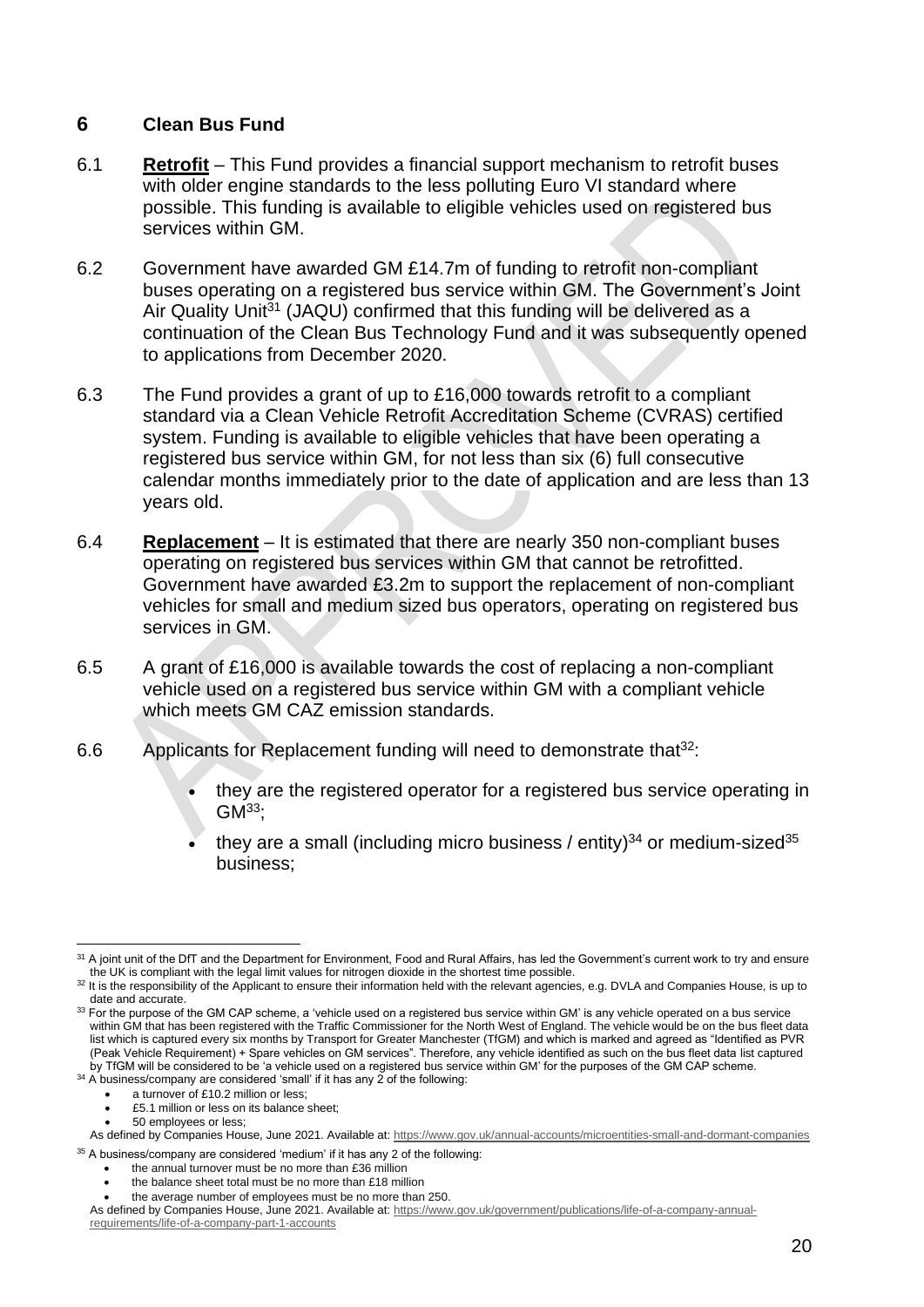## 6 Clean Bus Fund

6.1 **Retrofit** – This Fund provides a financial support mechanism to retrofit buses with older engine standards to the less polluting Euro VI standard where possible. This funding is available to eligible vehicles used on registered bus services within GM.

6.2 Government have awarded GM £14.7m of funding to retrofit non-compliant buses operating on a registered bus service within GM. The Government's Joint Air Quality Unit[31] (JAQU) confirmed that this funding will be delivered as a continuation of the Clean Bus Technology Fund and it was subsequently opened to applications from December 2020.

6.3 The Fund provides a grant of up to £16,000 towards retrofit to a compliant standard via a Clean Vehicle Retrofit Accreditation Scheme (CVRAS) certified system. Funding is available to eligible vehicles that have been operating a registered bus service within GM, for not less than six (6) full consecutive calendar months immediately prior to the date of application and are less than 13 years old.

6.4 **Replacement** – It is estimated that there are nearly 350 non-compliant buses operating on registered bus services within GM that cannot be retrofitted. Government have awarded £3.2m to support the replacement of non-compliant vehicles for small and medium sized bus operators, operating on registered bus services in GM.

6.5 A grant of £16,000 is available towards the cost of replacing a non-compliant vehicle used on a registered bus service within GM with a compliant vehicle which meets GM CAZ emission standards.

6.6 Applicants for Replacement funding will need to demonstrate that[32]:

- they are the registered operator for a registered bus service operating in GM[33];
- they are a small (including micro business / entity)[34] or medium-sized[35] business;

---

[31] A joint unit of the DfT and the Department for Environment, Food and Rural Affairs, has led the Government's current work to try and ensure the UK is compliant with the legal limit values for nitrogen dioxide in the shortest time possible.

[32] It is the responsibility of the Applicant to ensure their information held with the relevant agencies, e.g. DVLA and Companies House, is up to date and accurate.

[33] For the purpose of the GM CAP scheme, a 'vehicle used on a registered bus service within GM' is any vehicle operated on a bus service within GM that has been registered with the Traffic Commissioner for the North West of England. The vehicle would be on the bus fleet data list which is captured every six months by Transport for Greater Manchester (TfGM) and which is marked and agreed as "Identified as PVR (Peak Vehicle Requirement) + Spare vehicles on GM services". Therefore, any vehicle identified as such on the bus fleet data list captured by TfGM will be considered to be 'a vehicle used on a registered bus service within GM' for the purposes of the GM CAP scheme.

[34] A business/company are considered 'small' if it has any 2 of the following:

- a turnover of £10.2 million or less;
- £5.1 million or less on its balance sheet;
- 50 employees or less;

As defined by Companies House, June 2021. Available at: https://www.gov.uk/annual-accounts/microentities-small-and-dormant-companies

[35] A business/company are considered 'medium' if it has any 2 of the following:

- the annual turnover must be no more than £36 million
- the balance sheet total must be no more than £18 million
- the average number of employees must be no more than 250.

As defined by Companies House, June 2021. Available at: https://www.gov.uk/government/publications/life-of-a-company-annual-requirements/life-of-a-company-part-1-accounts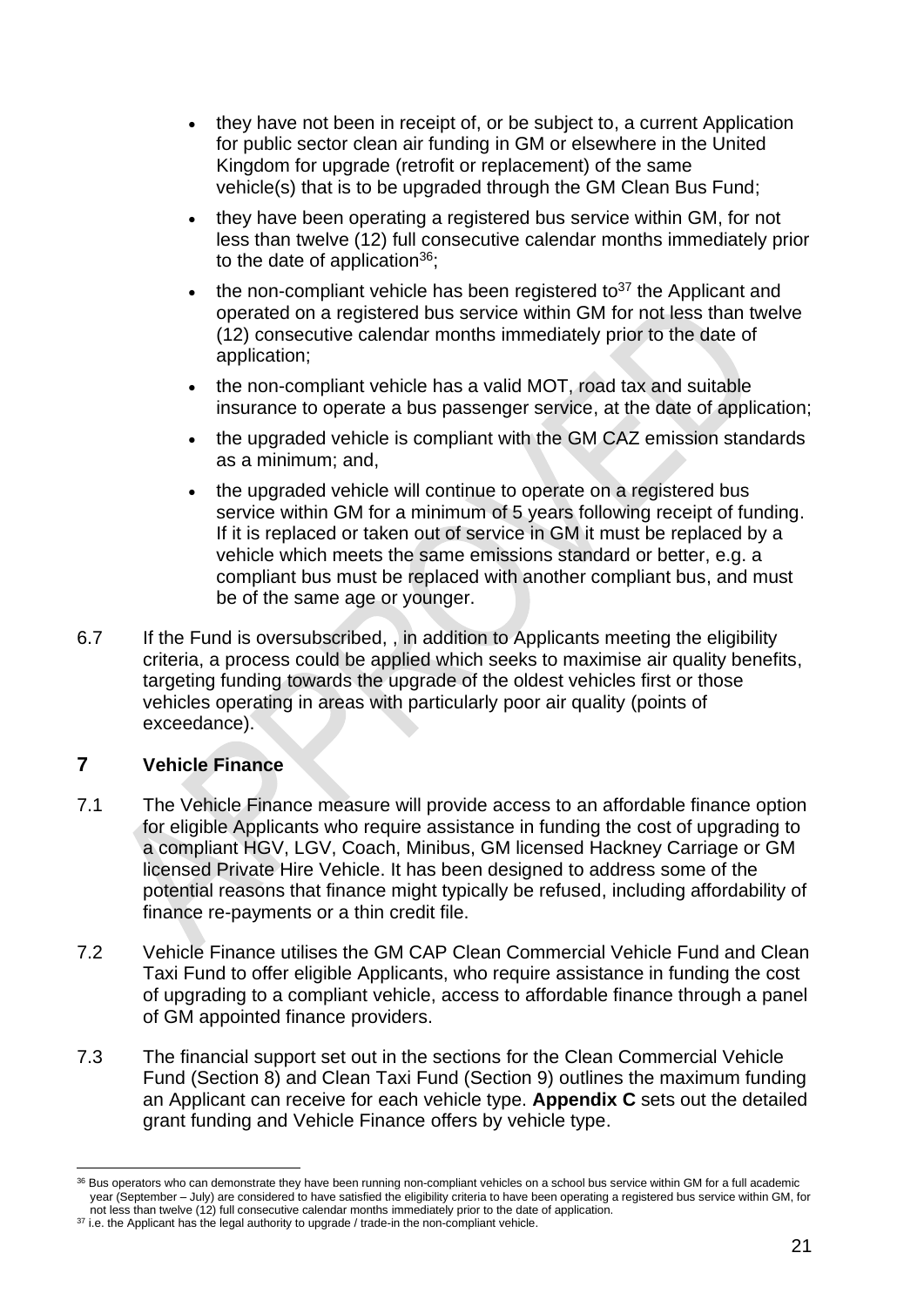- they have not been in receipt of, or be subject to, a current Application for public sector clean air funding in GM or elsewhere in the United Kingdom for upgrade (retrofit or replacement) of the same vehicle(s) that is to be upgraded through the GM Clean Bus Fund;
- they have been operating a registered bus service within GM, for not less than twelve (12) full consecutive calendar months immediately prior to the date of application[36];
- the non-compliant vehicle has been registered to[37] the Applicant and operated on a registered bus service within GM for not less than twelve (12) consecutive calendar months immediately prior to the date of application;
- the non-compliant vehicle has a valid MOT, road tax and suitable insurance to operate a bus passenger service, at the date of application;
- the upgraded vehicle is compliant with the GM CAZ emission standards as a minimum; and,
- the upgraded vehicle will continue to operate on a registered bus service within GM for a minimum of 5 years following receipt of funding. If it is replaced or taken out of service in GM it must be replaced by a vehicle which meets the same emissions standard or better, e.g. a compliant bus must be replaced with another compliant bus, and must be of the same age or younger.

6.7 If the Fund is oversubscribed, , in addition to Applicants meeting the eligibility criteria, a process could be applied which seeks to maximise air quality benefits, targeting funding towards the upgrade of the oldest vehicles first or those vehicles operating in areas with particularly poor air quality (points of exceedance).

## 7 Vehicle Finance

7.1 The Vehicle Finance measure will provide access to an affordable finance option for eligible Applicants who require assistance in funding the cost of upgrading to a compliant HGV, LGV, Coach, Minibus, GM licensed Hackney Carriage or GM licensed Private Hire Vehicle. It has been designed to address some of the potential reasons that finance might typically be refused, including affordability of finance re-payments or a thin credit file.

7.2 Vehicle Finance utilises the GM CAP Clean Commercial Vehicle Fund and Clean Taxi Fund to offer eligible Applicants, who require assistance in funding the cost of upgrading to a compliant vehicle, access to affordable finance through a panel of GM appointed finance providers.

7.3 The financial support set out in the sections for the Clean Commercial Vehicle Fund (Section 8) and Clean Taxi Fund (Section 9) outlines the maximum funding an Applicant can receive for each vehicle type. **Appendix C** sets out the detailed grant funding and Vehicle Finance offers by vehicle type.

---

[36] Bus operators who can demonstrate they have been running non-compliant vehicles on a school bus service within GM for a full academic year (September – July) are considered to have satisfied the eligibility criteria to have been operating a registered bus service within GM, for not less than twelve (12) full consecutive calendar months immediately prior to the date of application.

[37] i.e. the Applicant has the legal authority to upgrade / trade-in the non-compliant vehicle.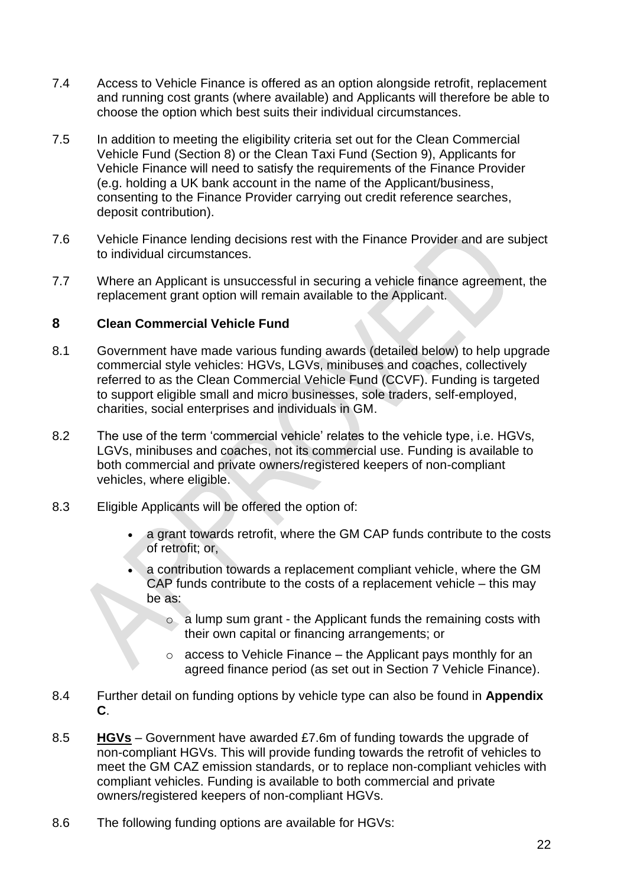7.4 Access to Vehicle Finance is offered as an option alongside retrofit, replacement and running cost grants (where available) and Applicants will therefore be able to choose the option which best suits their individual circumstances.

7.5 In addition to meeting the eligibility criteria set out for the Clean Commercial Vehicle Fund (Section 8) or the Clean Taxi Fund (Section 9), Applicants for Vehicle Finance will need to satisfy the requirements of the Finance Provider (e.g. holding a UK bank account in the name of the Applicant/business, consenting to the Finance Provider carrying out credit reference searches, deposit contribution).

7.6 Vehicle Finance lending decisions rest with the Finance Provider and are subject to individual circumstances.

7.7 Where an Applicant is unsuccessful in securing a vehicle finance agreement, the replacement grant option will remain available to the Applicant.

## 8 Clean Commercial Vehicle Fund

8.1 Government have made various funding awards (detailed below) to help upgrade commercial style vehicles: HGVs, LGVs, minibuses and coaches, collectively referred to as the Clean Commercial Vehicle Fund (CCVF). Funding is targeted to support eligible small and micro businesses, sole traders, self-employed, charities, social enterprises and individuals in GM.

8.2 The use of the term 'commercial vehicle' relates to the vehicle type, i.e. HGVs, LGVs, minibuses and coaches, not its commercial use. Funding is available to both commercial and private owners/registered keepers of non-compliant vehicles, where eligible.

8.3 Eligible Applicants will be offered the option of:

- a grant towards retrofit, where the GM CAP funds contribute to the costs of retrofit; or,
- a contribution towards a replacement compliant vehicle, where the GM CAP funds contribute to the costs of a replacement vehicle – this may be as:
  - a lump sum grant - the Applicant funds the remaining costs with their own capital or financing arrangements; or
  - access to Vehicle Finance – the Applicant pays monthly for an agreed finance period (as set out in Section 7 Vehicle Finance).

8.4 Further detail on funding options by vehicle type can also be found in **Appendix C**.

8.5 **HGVs** – Government have awarded £7.6m of funding towards the upgrade of non-compliant HGVs. This will provide funding towards the retrofit of vehicles to meet the GM CAZ emission standards, or to replace non-compliant vehicles with compliant vehicles. Funding is available to both commercial and private owners/registered keepers of non-compliant HGVs.

8.6 The following funding options are available for HGVs: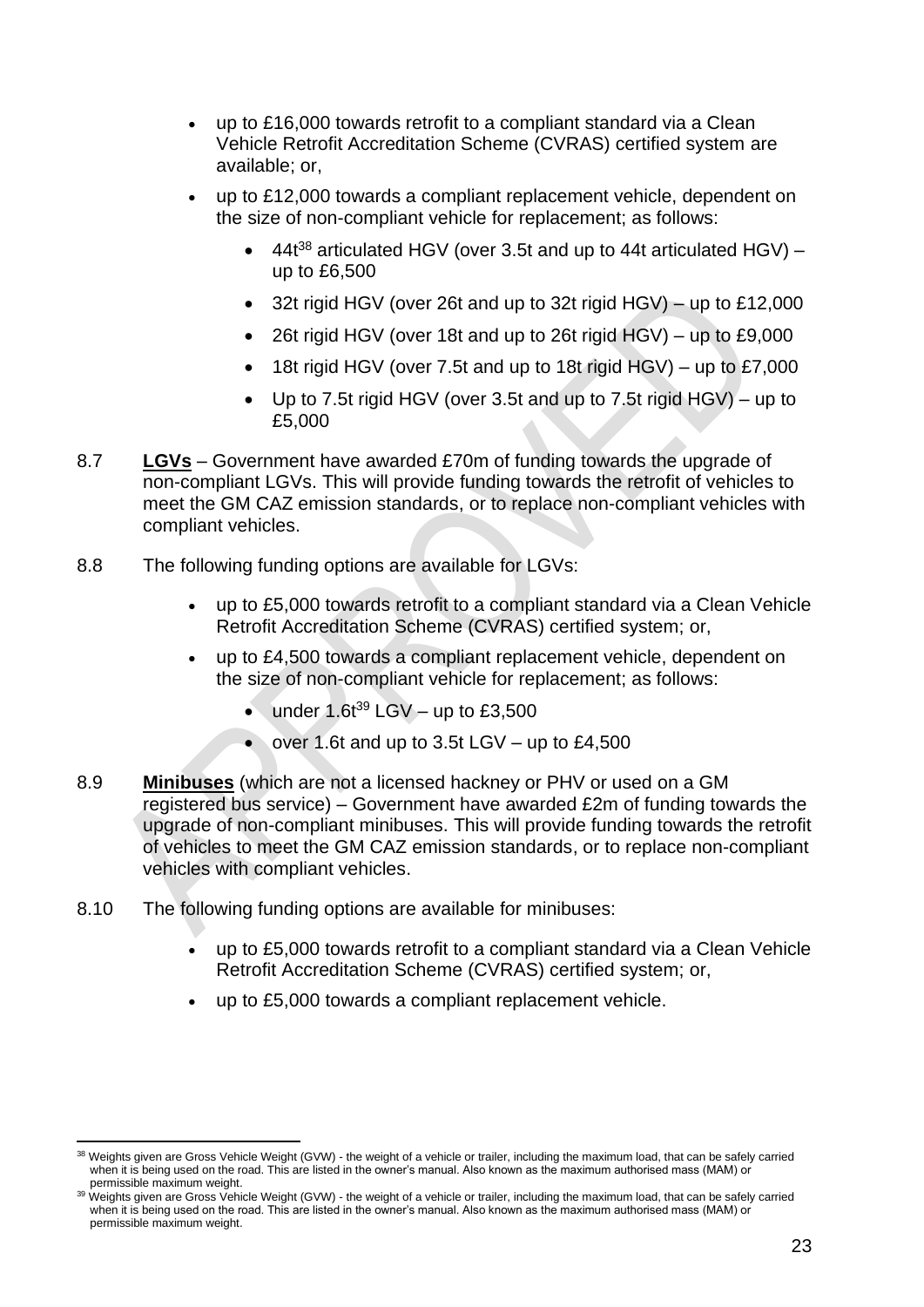- up to £16,000 towards retrofit to a compliant standard via a Clean Vehicle Retrofit Accreditation Scheme (CVRAS) certified system are available; or,
- up to £12,000 towards a compliant replacement vehicle, dependent on the size of non-compliant vehicle for replacement; as follows:
  - 44t[38] articulated HGV (over 3.5t and up to 44t articulated HGV) – up to £6,500
  - 32t rigid HGV (over 26t and up to 32t rigid HGV) – up to £12,000
  - 26t rigid HGV (over 18t and up to 26t rigid HGV) – up to £9,000
  - 18t rigid HGV (over 7.5t and up to 18t rigid HGV) – up to £7,000
  - Up to 7.5t rigid HGV (over 3.5t and up to 7.5t rigid HGV) – up to £5,000

8.7 **LGVs** – Government have awarded £70m of funding towards the upgrade of non-compliant LGVs. This will provide funding towards the retrofit of vehicles to meet the GM CAZ emission standards, or to replace non-compliant vehicles with compliant vehicles.

8.8 The following funding options are available for LGVs:

- up to £5,000 towards retrofit to a compliant standard via a Clean Vehicle Retrofit Accreditation Scheme (CVRAS) certified system; or,
- up to £4,500 towards a compliant replacement vehicle, dependent on the size of non-compliant vehicle for replacement; as follows:
  - under 1.6t[39] LGV – up to £3,500
  - over 1.6t and up to 3.5t LGV – up to £4,500

8.9 **Minibuses** (which are not a licensed hackney or PHV or used on a GM registered bus service) – Government have awarded £2m of funding towards the upgrade of non-compliant minibuses. This will provide funding towards the retrofit of vehicles to meet the GM CAZ emission standards, or to replace non-compliant vehicles with compliant vehicles.

8.10 The following funding options are available for minibuses:

- up to £5,000 towards retrofit to a compliant standard via a Clean Vehicle Retrofit Accreditation Scheme (CVRAS) certified system; or,
- up to £5,000 towards a compliant replacement vehicle.

---

[38] Weights given are Gross Vehicle Weight (GVW) - the weight of a vehicle or trailer, including the maximum load, that can be safely carried when it is being used on the road. This are listed in the owner's manual. Also known as the maximum authorised mass (MAM) or permissible maximum weight.

[39] Weights given are Gross Vehicle Weight (GVW) - the weight of a vehicle or trailer, including the maximum load, that can be safely carried when it is being used on the road. This are listed in the owner's manual. Also known as the maximum authorised mass (MAM) or permissible maximum weight.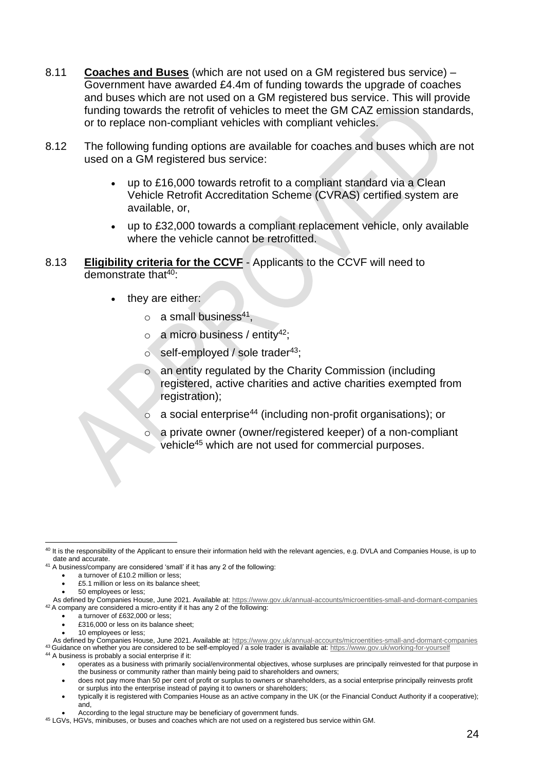8.11 **Coaches and Buses** (which are not used on a GM registered bus service) – Government have awarded £4.4m of funding towards the upgrade of coaches and buses which are not used on a GM registered bus service. This will provide funding towards the retrofit of vehicles to meet the GM CAZ emission standards, or to replace non-compliant vehicles with compliant vehicles.

8.12 The following funding options are available for coaches and buses which are not used on a GM registered bus service:

- up to £16,000 towards retrofit to a compliant standard via a Clean Vehicle Retrofit Accreditation Scheme (CVRAS) certified system are available, or,
- up to £32,000 towards a compliant replacement vehicle, only available where the vehicle cannot be retrofitted.

8.13 **Eligibility criteria for the CCVF** - Applicants to the CCVF will need to demonstrate that[40]:

- they are either:
  - a small business[41],
  - a micro business / entity[42];
  - self-employed / sole trader[43];
  - an entity regulated by the Charity Commission (including registered, active charities and active charities exempted from registration);
  - a social enterprise[44] (including non-profit organisations); or
  - a private owner (owner/registered keeper) of a non-compliant vehicle[45] which are not used for commercial purposes.

---

[40] It is the responsibility of the Applicant to ensure their information held with the relevant agencies, e.g. DVLA and Companies House, is up to date and accurate.

[41] A business/company are considered 'small' if it has any 2 of the following:

- a turnover of £10.2 million or less;
- £5.1 million or less on its balance sheet;
- 50 employees or less;

As defined by Companies House, June 2021. Available at: https://www.gov.uk/annual-accounts/microentities-small-and-dormant-companies

[42] A company are considered a micro-entity if it has any 2 of the following:

- a turnover of £632,000 or less;
- £316,000 or less on its balance sheet;
- 10 employees or less;

As defined by Companies House, June 2021. Available at: https://www.gov.uk/annual-accounts/microentities-small-and-dormant-companies

[43] Guidance on whether you are considered to be self-employed / a sole trader is available at: https://www.gov.uk/working-for-yourself

[44] A business is probably a social enterprise if it:

- operates as a business with primarily social/environmental objectives, whose surpluses are principally reinvested for that purpose in the business or community rather than mainly being paid to shareholders and owners;
- does not pay more than 50 per cent of profit or surplus to owners or shareholders, as a social enterprise principally reinvests profit or surplus into the enterprise instead of paying it to owners or shareholders;
- typically it is registered with Companies House as an active company in the UK (or the Financial Conduct Authority if a cooperative); and,
- According to the legal structure may be beneficiary of government funds.

[45] LGVs, HGVs, minibuses, or buses and coaches which are not used on a registered bus service within GM.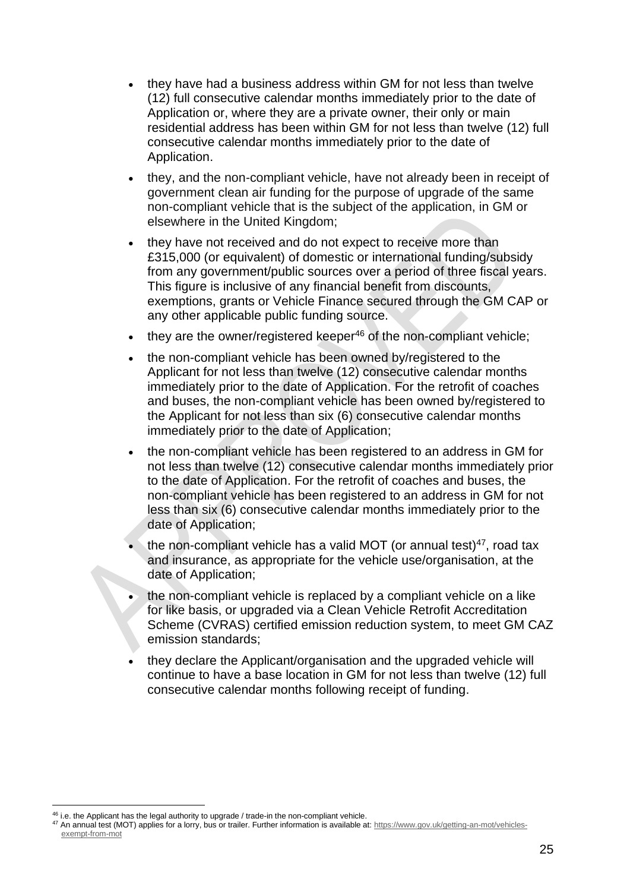- they have had a business address within GM for not less than twelve (12) full consecutive calendar months immediately prior to the date of Application or, where they are a private owner, their only or main residential address has been within GM for not less than twelve (12) full consecutive calendar months immediately prior to the date of Application.
- they, and the non-compliant vehicle, have not already been in receipt of government clean air funding for the purpose of upgrade of the same non-compliant vehicle that is the subject of the application, in GM or elsewhere in the United Kingdom;
- they have not received and do not expect to receive more than £315,000 (or equivalent) of domestic or international funding/subsidy from any government/public sources over a period of three fiscal years. This figure is inclusive of any financial benefit from discounts, exemptions, grants or Vehicle Finance secured through the GM CAP or any other applicable public funding source.
- they are the owner/registered keeper[46] of the non-compliant vehicle;
- the non-compliant vehicle has been owned by/registered to the Applicant for not less than twelve (12) consecutive calendar months immediately prior to the date of Application. For the retrofit of coaches and buses, the non-compliant vehicle has been owned by/registered to the Applicant for not less than six (6) consecutive calendar months immediately prior to the date of Application;
- the non-compliant vehicle has been registered to an address in GM for not less than twelve (12) consecutive calendar months immediately prior to the date of Application. For the retrofit of coaches and buses, the non-compliant vehicle has been registered to an address in GM for not less than six (6) consecutive calendar months immediately prior to the date of Application;
- the non-compliant vehicle has a valid MOT (or annual test)[47], road tax and insurance, as appropriate for the vehicle use/organisation, at the date of Application;
- the non-compliant vehicle is replaced by a compliant vehicle on a like for like basis, or upgraded via a Clean Vehicle Retrofit Accreditation Scheme (CVRAS) certified emission reduction system, to meet GM CAZ emission standards;
- they declare the Applicant/organisation and the upgraded vehicle will continue to have a base location in GM for not less than twelve (12) full consecutive calendar months following receipt of funding.

---

[46] i.e. the Applicant has the legal authority to upgrade / trade-in the non-compliant vehicle.

[47] An annual test (MOT) applies for a lorry, bus or trailer. Further information is available at: https://www.gov.uk/getting-an-mot/vehicles-exempt-from-mot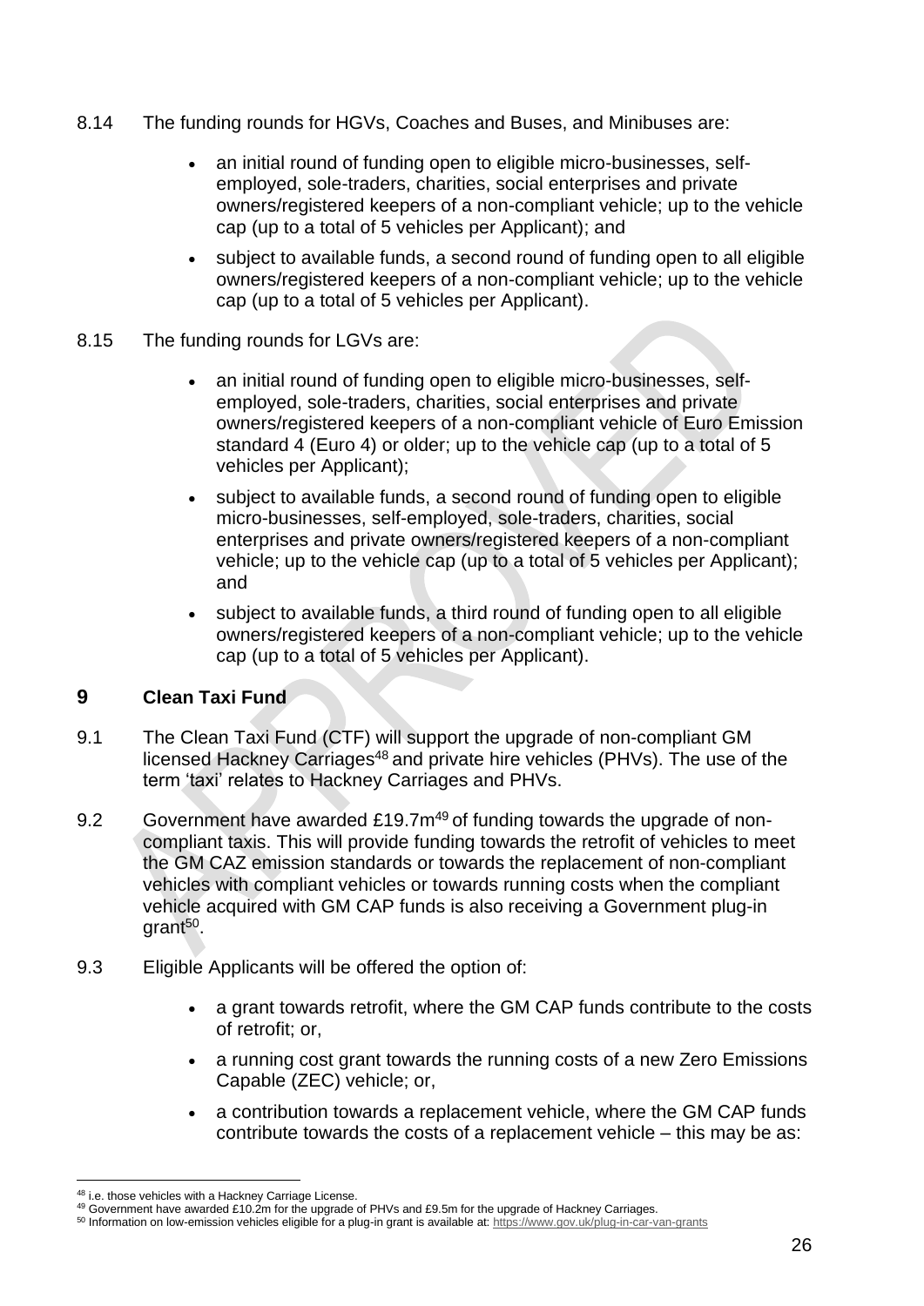8.14 The funding rounds for HGVs, Coaches and Buses, and Minibuses are:

- an initial round of funding open to eligible micro-businesses, self-employed, sole-traders, charities, social enterprises and private owners/registered keepers of a non-compliant vehicle; up to the vehicle cap (up to a total of 5 vehicles per Applicant); and
- subject to available funds, a second round of funding open to all eligible owners/registered keepers of a non-compliant vehicle; up to the vehicle cap (up to a total of 5 vehicles per Applicant).

8.15 The funding rounds for LGVs are:

- an initial round of funding open to eligible micro-businesses, self-employed, sole-traders, charities, social enterprises and private owners/registered keepers of a non-compliant vehicle of Euro Emission standard 4 (Euro 4) or older; up to the vehicle cap (up to a total of 5 vehicles per Applicant);
- subject to available funds, a second round of funding open to eligible micro-businesses, self-employed, sole-traders, charities, social enterprises and private owners/registered keepers of a non-compliant vehicle; up to the vehicle cap (up to a total of 5 vehicles per Applicant); and
- subject to available funds, a third round of funding open to all eligible owners/registered keepers of a non-compliant vehicle; up to the vehicle cap (up to a total of 5 vehicles per Applicant).

## 9 Clean Taxi Fund

9.1 The Clean Taxi Fund (CTF) will support the upgrade of non-compliant GM licensed Hackney Carriages[48] and private hire vehicles (PHVs). The use of the term 'taxi' relates to Hackney Carriages and PHVs.

9.2 Government have awarded £19.7m[49] of funding towards the upgrade of non-compliant taxis. This will provide funding towards the retrofit of vehicles to meet the GM CAZ emission standards or towards the replacement of non-compliant vehicles with compliant vehicles or towards running costs when the compliant vehicle acquired with GM CAP funds is also receiving a Government plug-in grant[50].

9.3 Eligible Applicants will be offered the option of:

- a grant towards retrofit, where the GM CAP funds contribute to the costs of retrofit; or,
- a running cost grant towards the running costs of a new Zero Emissions Capable (ZEC) vehicle; or,
- a contribution towards a replacement vehicle, where the GM CAP funds contribute towards the costs of a replacement vehicle – this may be as:

---

[48] i.e. those vehicles with a Hackney Carriage License.

[49] Government have awarded £10.2m for the upgrade of PHVs and £9.5m for the upgrade of Hackney Carriages.

[50] Information on low-emission vehicles eligible for a plug-in grant is available at: https://www.gov.uk/plug-in-car-van-grants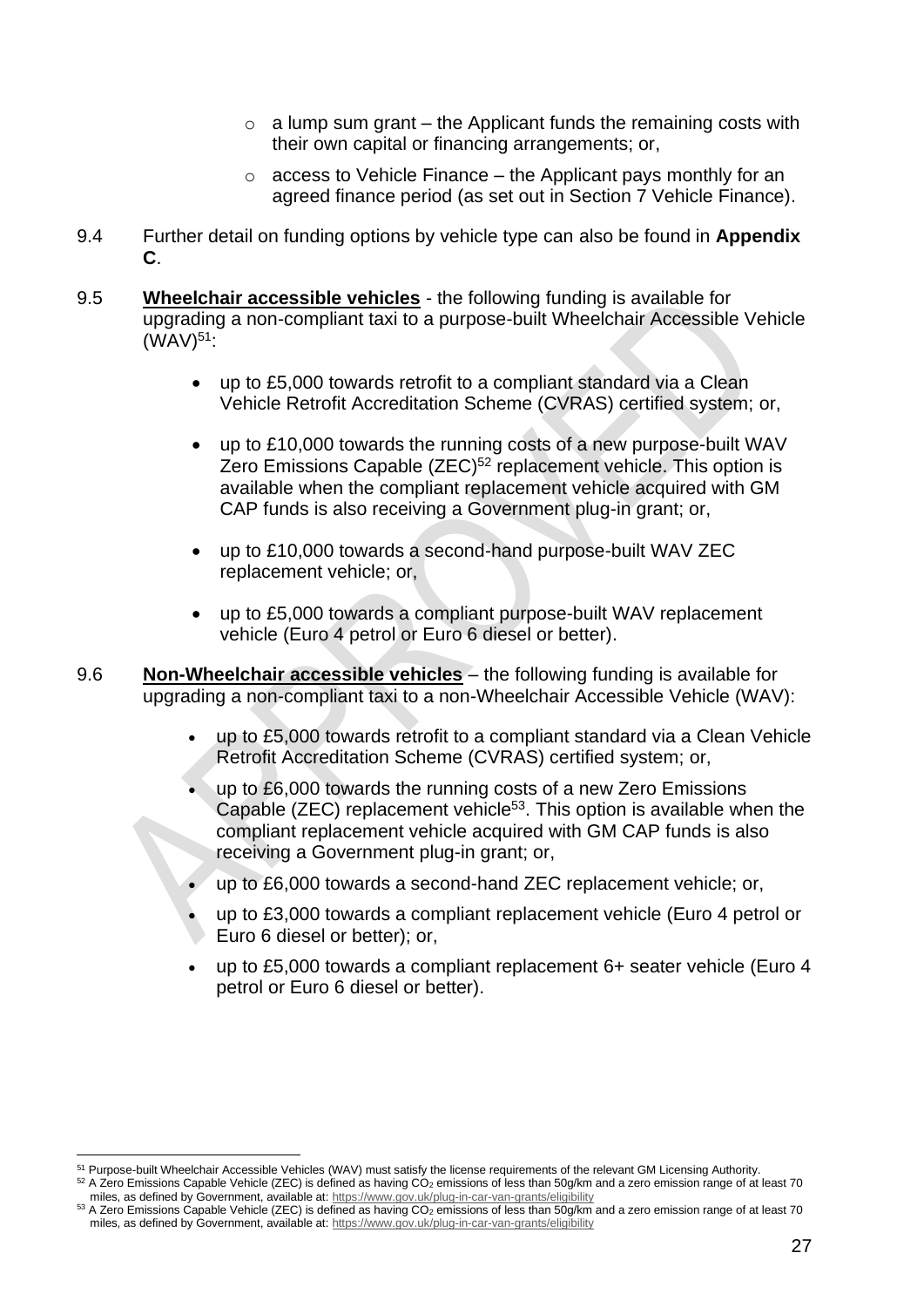- a lump sum grant – the Applicant funds the remaining costs with their own capital or financing arrangements; or,
  - access to Vehicle Finance – the Applicant pays monthly for an agreed finance period (as set out in Section 7 Vehicle Finance).

9.4 Further detail on funding options by vehicle type can also be found in **Appendix C**.

9.5 **Wheelchair accessible vehicles** - the following funding is available for upgrading a non-compliant taxi to a purpose-built Wheelchair Accessible Vehicle (WAV)[51]:

- up to £5,000 towards retrofit to a compliant standard via a Clean Vehicle Retrofit Accreditation Scheme (CVRAS) certified system; or,
- up to £10,000 towards the running costs of a new purpose-built WAV Zero Emissions Capable (ZEC)[52] replacement vehicle. This option is available when the compliant replacement vehicle acquired with GM CAP funds is also receiving a Government plug-in grant; or,
- up to £10,000 towards a second-hand purpose-built WAV ZEC replacement vehicle; or,
- up to £5,000 towards a compliant purpose-built WAV replacement vehicle (Euro 4 petrol or Euro 6 diesel or better).

9.6 **Non-Wheelchair accessible vehicles** – the following funding is available for upgrading a non-compliant taxi to a non-Wheelchair Accessible Vehicle (WAV):

- up to £5,000 towards retrofit to a compliant standard via a Clean Vehicle Retrofit Accreditation Scheme (CVRAS) certified system; or,
- up to £6,000 towards the running costs of a new Zero Emissions Capable (ZEC) replacement vehicle[53]. This option is available when the compliant replacement vehicle acquired with GM CAP funds is also receiving a Government plug-in grant; or,
- up to £6,000 towards a second-hand ZEC replacement vehicle; or,
- up to £3,000 towards a compliant replacement vehicle (Euro 4 petrol or Euro 6 diesel or better); or,
- up to £5,000 towards a compliant replacement 6+ seater vehicle (Euro 4 petrol or Euro 6 diesel or better).

---

[51] Purpose-built Wheelchair Accessible Vehicles (WAV) must satisfy the license requirements of the relevant GM Licensing Authority.

[52] A Zero Emissions Capable Vehicle (ZEC) is defined as having $CO_2$ emissions of less than 50g/km and a zero emission range of at least 70 miles, as defined by Government, available at: https://www.gov.uk/plug-in-car-van-grants/eligibility

[53] A Zero Emissions Capable Vehicle (ZEC) is defined as having $CO_2$ emissions of less than 50g/km and a zero emission range of at least 70 miles, as defined by Government, available at: https://www.gov.uk/plug-in-car-van-grants/eligibility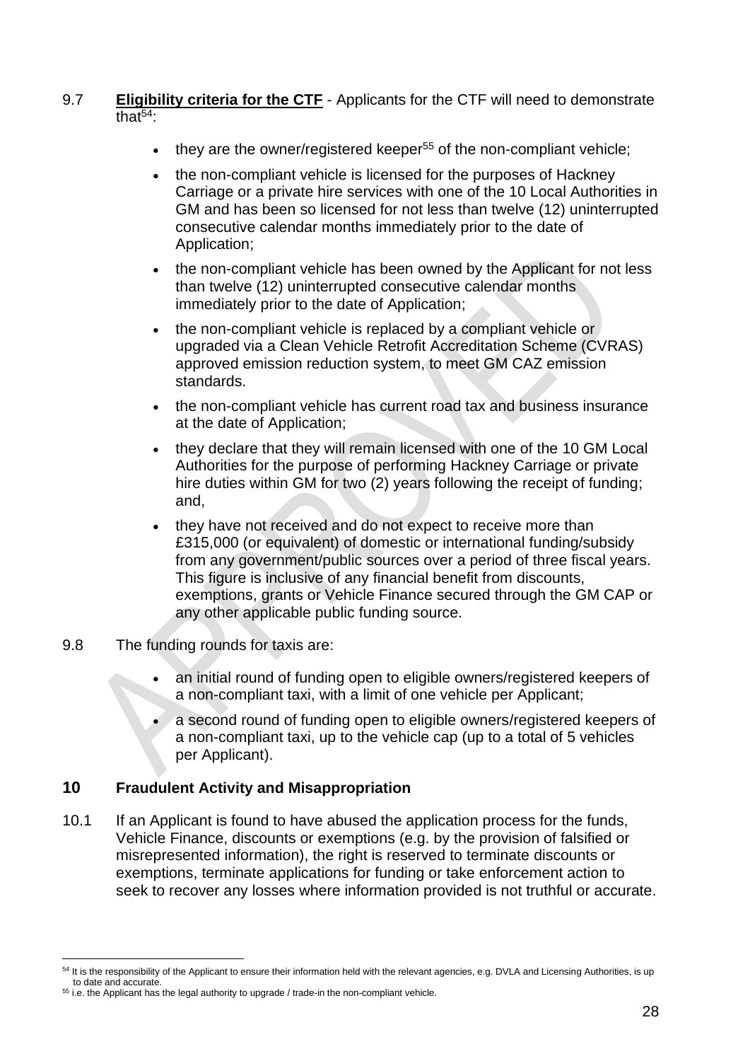9.7 **Eligibility criteria for the CTF** - Applicants for the CTF will need to demonstrate that[54]:

- they are the owner/registered keeper[55] of the non-compliant vehicle;
- the non-compliant vehicle is licensed for the purposes of Hackney Carriage or a private hire services with one of the 10 Local Authorities in GM and has been so licensed for not less than twelve (12) uninterrupted consecutive calendar months immediately prior to the date of Application;
- the non-compliant vehicle has been owned by the Applicant for not less than twelve (12) uninterrupted consecutive calendar months immediately prior to the date of Application;
- the non-compliant vehicle is replaced by a compliant vehicle or upgraded via a Clean Vehicle Retrofit Accreditation Scheme (CVRAS) approved emission reduction system, to meet GM CAZ emission standards.
- the non-compliant vehicle has current road tax and business insurance at the date of Application;
- they declare that they will remain licensed with one of the 10 GM Local Authorities for the purpose of performing Hackney Carriage or private hire duties within GM for two (2) years following the receipt of funding; and,
- they have not received and do not expect to receive more than £315,000 (or equivalent) of domestic or international funding/subsidy from any government/public sources over a period of three fiscal years. This figure is inclusive of any financial benefit from discounts, exemptions, grants or Vehicle Finance secured through the GM CAP or any other applicable public funding source.

9.8 The funding rounds for taxis are:

- an initial round of funding open to eligible owners/registered keepers of a non-compliant taxi, with a limit of one vehicle per Applicant;
- a second round of funding open to eligible owners/registered keepers of a non-compliant taxi, up to the vehicle cap (up to a total of 5 vehicles per Applicant).

## 10 Fraudulent Activity and Misappropriation

10.1 If an Applicant is found to have abused the application process for the funds, Vehicle Finance, discounts or exemptions (e.g. by the provision of falsified or misrepresented information), the right is reserved to terminate discounts or exemptions, terminate applications for funding or take enforcement action to seek to recover any losses where information provided is not truthful or accurate.

---

[54] It is the responsibility of the Applicant to ensure their information held with the relevant agencies, e.g. DVLA and Licensing Authorities, is up to date and accurate.

[55] i.e. the Applicant has the legal authority to upgrade / trade-in the non-compliant vehicle.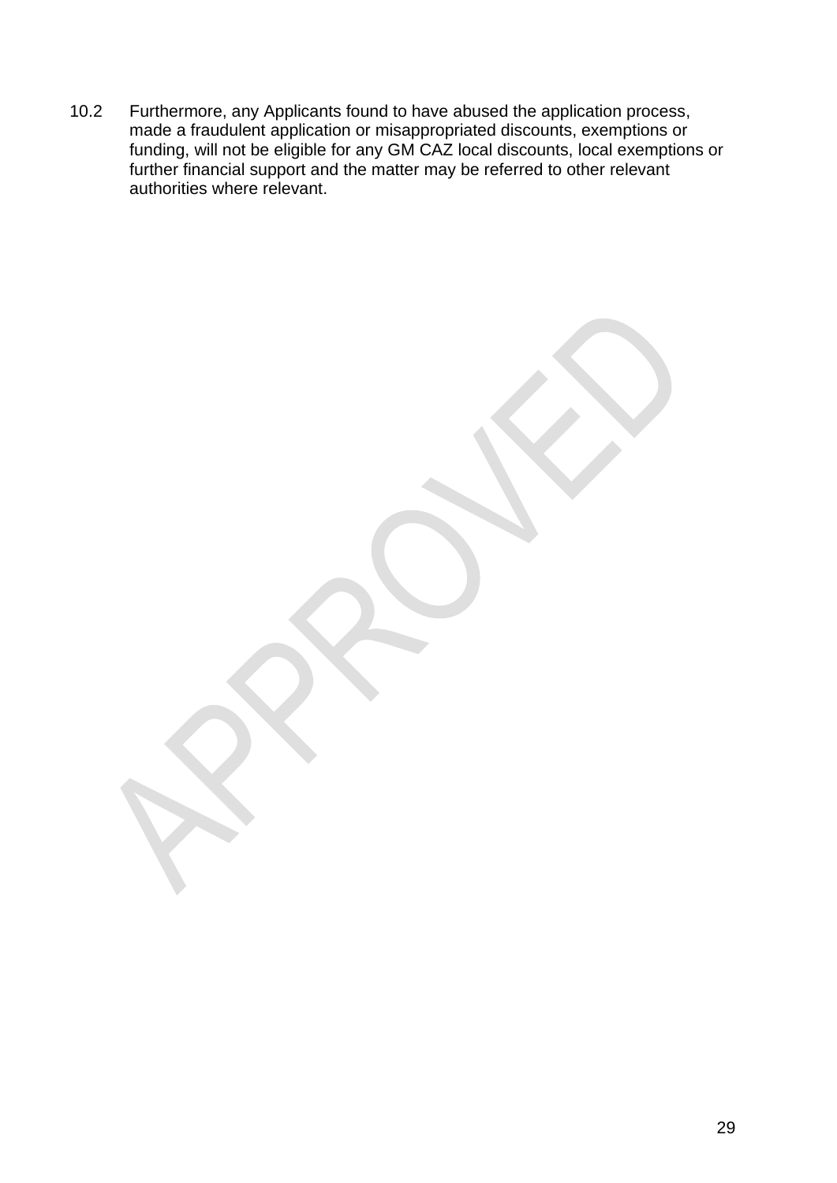10.2 Furthermore, any Applicants found to have abused the application process, made a fraudulent application or misappropriated discounts, exemptions or funding, will not be eligible for any GM CAZ local discounts, local exemptions or further financial support and the matter may be referred to other relevant authorities where relevant.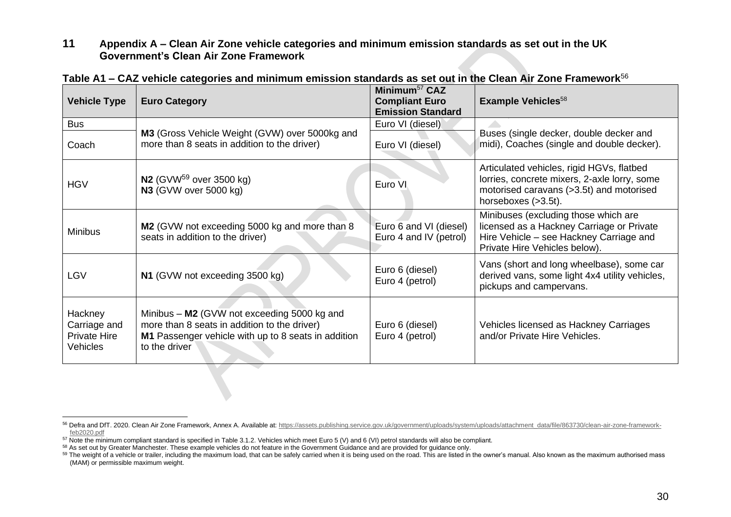## 11 Appendix A – Clean Air Zone vehicle categories and minimum emission standards as set out in the UK Government's Clean Air Zone Framework

**Table A1 – CAZ vehicle categories and minimum emission standards as set out in the Clean Air Zone Framework**[56]

| Vehicle Type | Euro Category | Minimum[57] CAZ Compliant Euro Emission Standard | Example Vehicles[58] |
|---|---|---|---|
| Bus | **M3** (Gross Vehicle Weight (GVW) over 5000kg and more than 8 seats in addition to the driver) | Euro VI (diesel) | Buses (single decker, double decker and midi), Coaches (single and double decker). |
| Coach | | Euro VI (diesel) | |
| HGV | **N2** (GVW[59] over 3500 kg)<br>**N3** (GVW over 5000 kg) | Euro VI | Articulated vehicles, rigid HGVs, flatbed lorries, concrete mixers, 2-axle lorry, some motorised caravans (>3.5t) and motorised horseboxes (>3.5t). |
| Minibus | **M2** (GVW not exceeding 5000 kg and more than 8 seats in addition to the driver) | Euro 6 and VI (diesel)<br>Euro 4 and IV (petrol) | Minibuses (excluding those which are licensed as a Hackney Carriage or Private Hire Vehicle – see Hackney Carriage and Private Hire Vehicles below). |
| LGV | **N1** (GVW not exceeding 3500 kg) | Euro 6 (diesel)<br>Euro 4 (petrol) | Vans (short and long wheelbase), some car derived vans, some light 4x4 utility vehicles, pickups and campervans. |
| Hackney Carriage and Private Hire Vehicles | Minibus – **M2** (GVW not exceeding 5000 kg and more than 8 seats in addition to the driver)<br>**M1** Passenger vehicle with up to 8 seats in addition to the driver | Euro 6 (diesel)<br>Euro 4 (petrol) | Vehicles licensed as Hackney Carriages and/or Private Hire Vehicles. |

---

[56] Defra and DfT. 2020. Clean Air Zone Framework, Annex A. Available at: https://assets.publishing.service.gov.uk/government/uploads/system/uploads/attachment_data/file/863730/clean-air-zone-framework-feb2020.pdf

[57] Note the minimum compliant standard is specified in Table 3.1.2. Vehicles which meet Euro 5 (V) and 6 (VI) petrol standards will also be compliant.

[58] As set out by Greater Manchester. These example vehicles do not feature in the Government Guidance and are provided for guidance only.

[59] The weight of a vehicle or trailer, including the maximum load, that can be safely carried when it is being used on the road. This are listed in the owner's manual. Also known as the maximum authorised mass (MAM) or permissible maximum weight.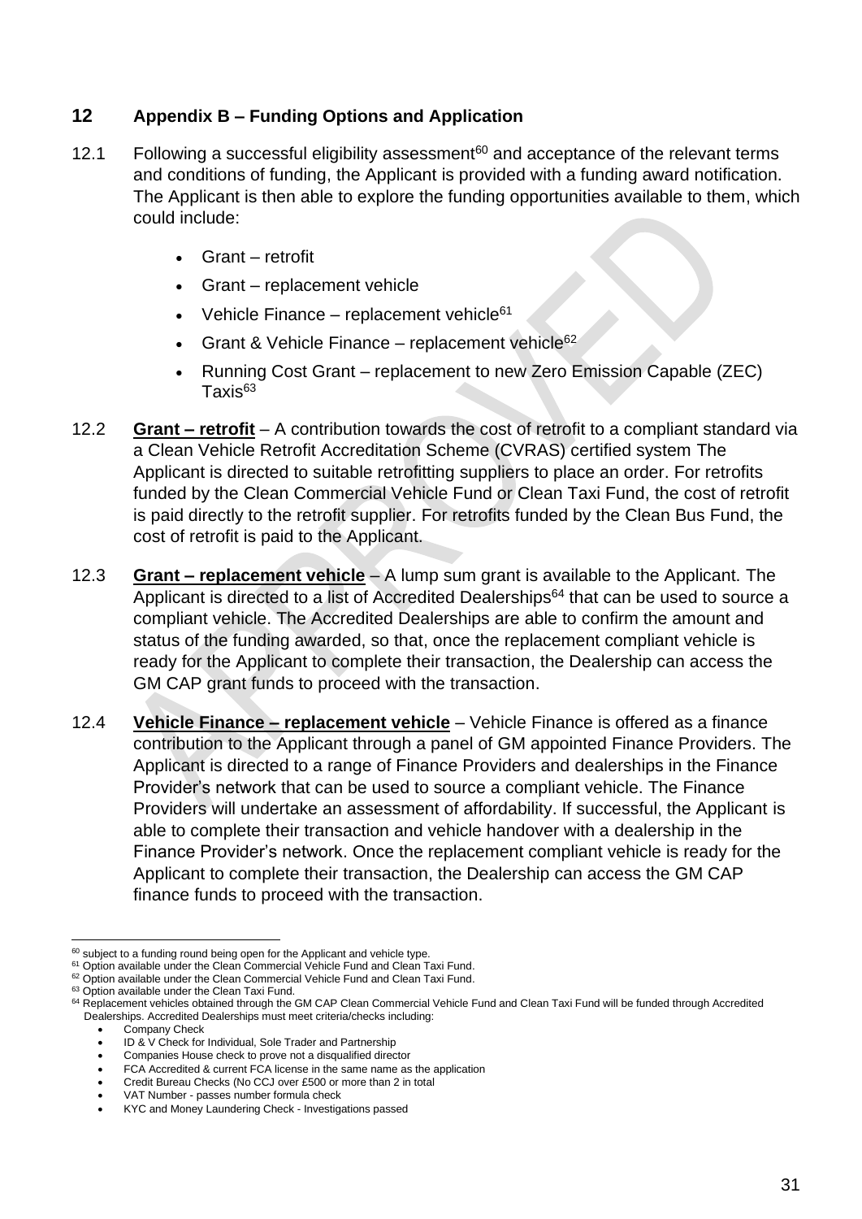## 12 Appendix B – Funding Options and Application

12.1 Following a successful eligibility assessment[60] and acceptance of the relevant terms and conditions of funding, the Applicant is provided with a funding award notification. The Applicant is then able to explore the funding opportunities available to them, which could include:

- Grant – retrofit
- Grant – replacement vehicle
- Vehicle Finance – replacement vehicle[61]
- Grant & Vehicle Finance – replacement vehicle[62]
- Running Cost Grant – replacement to new Zero Emission Capable (ZEC) Taxis[63]

12.2 **Grant – retrofit** – A contribution towards the cost of retrofit to a compliant standard via a Clean Vehicle Retrofit Accreditation Scheme (CVRAS) certified system The Applicant is directed to suitable retrofitting suppliers to place an order. For retrofits funded by the Clean Commercial Vehicle Fund or Clean Taxi Fund, the cost of retrofit is paid directly to the retrofit supplier. For retrofits funded by the Clean Bus Fund, the cost of retrofit is paid to the Applicant.

12.3 **Grant – replacement vehicle** – A lump sum grant is available to the Applicant. The Applicant is directed to a list of Accredited Dealerships[64] that can be used to source a compliant vehicle. The Accredited Dealerships are able to confirm the amount and status of the funding awarded, so that, once the replacement compliant vehicle is ready for the Applicant to complete their transaction, the Dealership can access the GM CAP grant funds to proceed with the transaction.

12.4 **Vehicle Finance – replacement vehicle** – Vehicle Finance is offered as a finance contribution to the Applicant through a panel of GM appointed Finance Providers. The Applicant is directed to a range of Finance Providers and dealerships in the Finance Provider's network that can be used to source a compliant vehicle. The Finance Providers will undertake an assessment of affordability. If successful, the Applicant is able to complete their transaction and vehicle handover with a dealership in the Finance Provider's network. Once the replacement compliant vehicle is ready for the Applicant to complete their transaction, the Dealership can access the GM CAP finance funds to proceed with the transaction.

---

[60] subject to a funding round being open for the Applicant and vehicle type.

[61] Option available under the Clean Commercial Vehicle Fund and Clean Taxi Fund.

[62] Option available under the Clean Commercial Vehicle Fund and Clean Taxi Fund.

[63] Option available under the Clean Taxi Fund.

[64] Replacement vehicles obtained through the GM CAP Clean Commercial Vehicle Fund and Clean Taxi Fund will be funded through Accredited Dealerships. Accredited Dealerships must meet criteria/checks including:

- Company Check
- ID & V Check for Individual, Sole Trader and Partnership
- Companies House check to prove not a disqualified director
- FCA Accredited & current FCA license in the same name as the application
- Credit Bureau Checks (No CCJ over £500 or more than 2 in total
- VAT Number - passes number formula check
- KYC and Money Laundering Check - Investigations passed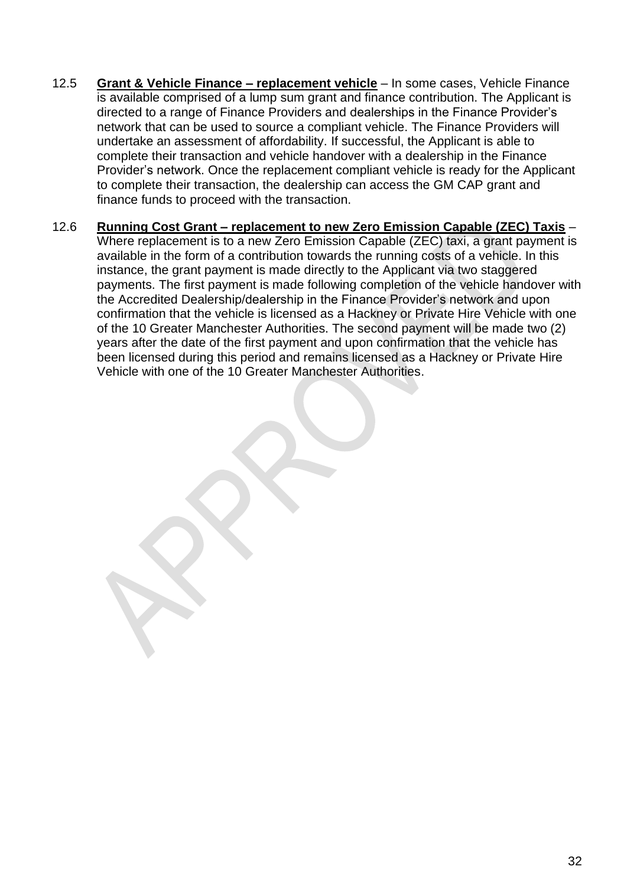12.5 **Grant & Vehicle Finance – replacement vehicle** – In some cases, Vehicle Finance is available comprised of a lump sum grant and finance contribution. The Applicant is directed to a range of Finance Providers and dealerships in the Finance Provider's network that can be used to source a compliant vehicle. The Finance Providers will undertake an assessment of affordability. If successful, the Applicant is able to complete their transaction and vehicle handover with a dealership in the Finance Provider's network. Once the replacement compliant vehicle is ready for the Applicant to complete their transaction, the dealership can access the GM CAP grant and finance funds to proceed with the transaction.

12.6 **Running Cost Grant – replacement to new Zero Emission Capable (ZEC) Taxis** – Where replacement is to a new Zero Emission Capable (ZEC) taxi, a grant payment is available in the form of a contribution towards the running costs of a vehicle. In this instance, the grant payment is made directly to the Applicant via two staggered payments. The first payment is made following completion of the vehicle handover with the Accredited Dealership/dealership in the Finance Provider's network and upon confirmation that the vehicle is licensed as a Hackney or Private Hire Vehicle with one of the 10 Greater Manchester Authorities. The second payment will be made two (2) years after the date of the first payment and upon confirmation that the vehicle has been licensed during this period and remains licensed as a Hackney or Private Hire Vehicle with one of the 10 Greater Manchester Authorities.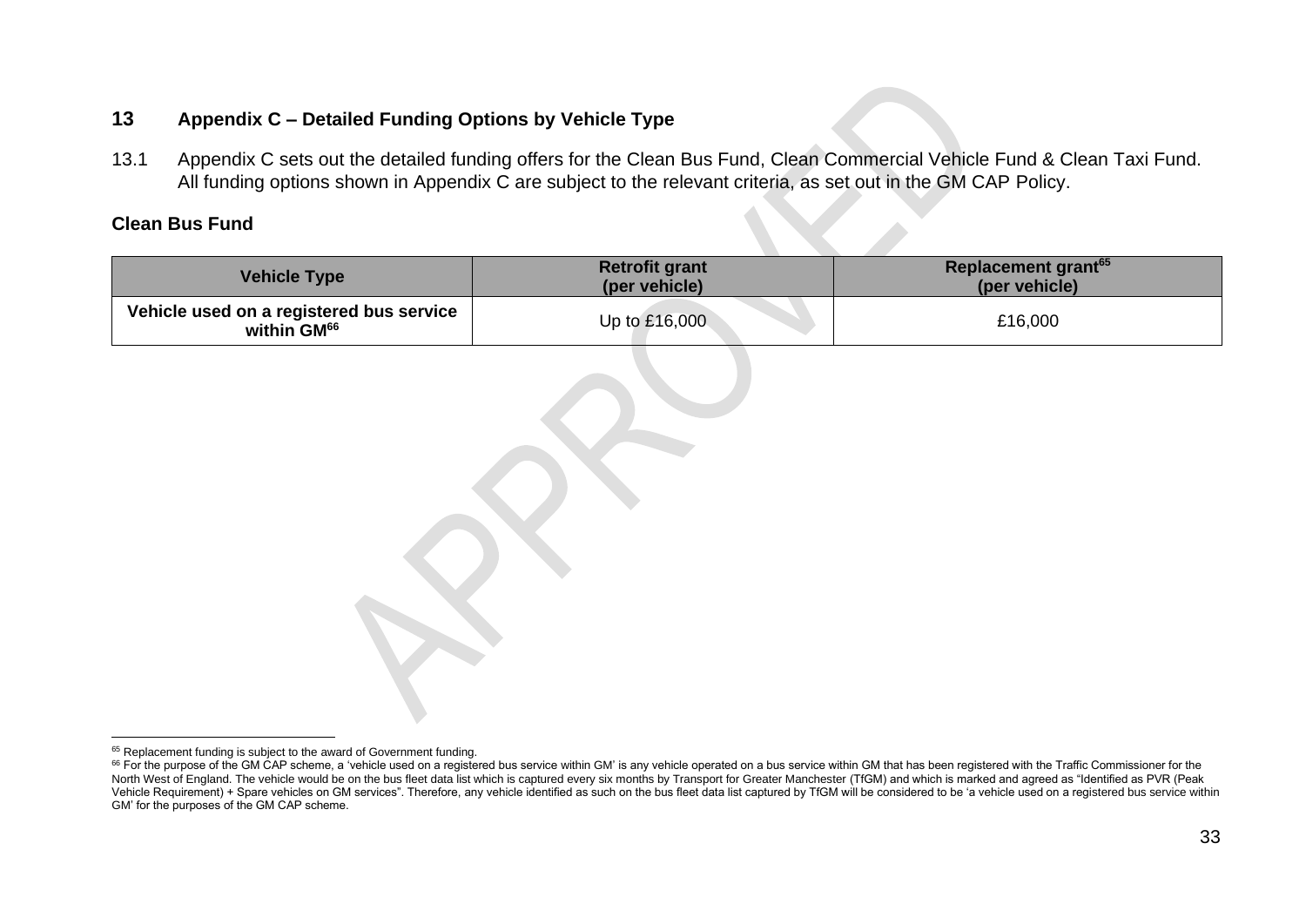## 13 Appendix C – Detailed Funding Options by Vehicle Type

13.1 Appendix C sets out the detailed funding offers for the Clean Bus Fund, Clean Commercial Vehicle Fund & Clean Taxi Fund. All funding options shown in Appendix C are subject to the relevant criteria, as set out in the GM CAP Policy.

### Clean Bus Fund

| Vehicle Type | Retrofit grant (per vehicle) | Replacement grant[65] (per vehicle) |
|---|---|---|
| Vehicle used on a registered bus service within GM[66] | Up to £16,000 | £16,000 |

---

[65] Replacement funding is subject to the award of Government funding.

[66] For the purpose of the GM CAP scheme, a 'vehicle used on a registered bus service within GM' is any vehicle operated on a bus service within GM that has been registered with the Traffic Commissioner for the North West of England. The vehicle would be on the bus fleet data list which is captured every six months by Transport for Greater Manchester (TfGM) and which is marked and agreed as "Identified as PVR (Peak Vehicle Requirement) + Spare vehicles on GM services". Therefore, any vehicle identified as such on the bus fleet data list captured by TfGM will be considered to be 'a vehicle used on a registered bus service within GM' for the purposes of the GM CAP scheme.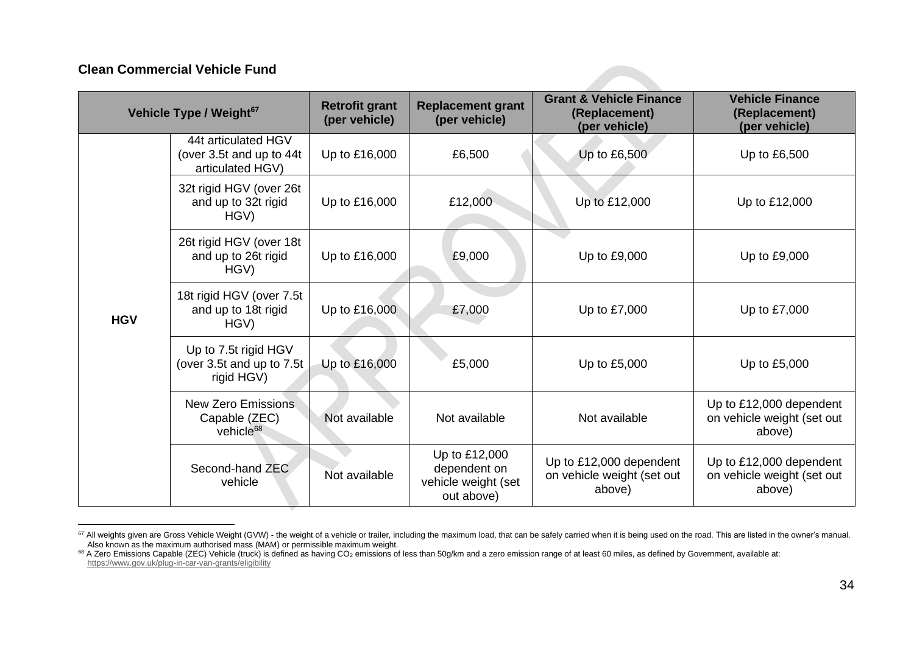**Clean Commercial Vehicle Fund**

| Vehicle Type / Weight[67] | | Retrofit grant (per vehicle) | Replacement grant (per vehicle) | Grant & Vehicle Finance (Replacement) (per vehicle) | Vehicle Finance (Replacement) (per vehicle) |
|---|---|---|---|---|---|
| HGV | 44t articulated HGV (over 3.5t and up to 44t articulated HGV) | Up to £16,000 | £6,500 | Up to £6,500 | Up to £6,500 |
| | 32t rigid HGV (over 26t and up to 32t rigid HGV) | Up to £16,000 | £12,000 | Up to £12,000 | Up to £12,000 |
| | 26t rigid HGV (over 18t and up to 26t rigid HGV) | Up to £16,000 | £9,000 | Up to £9,000 | Up to £9,000 |
| | 18t rigid HGV (over 7.5t and up to 18t rigid HGV) | Up to £16,000 | £7,000 | Up to £7,000 | Up to £7,000 |
| | Up to 7.5t rigid HGV (over 3.5t and up to 7.5t rigid HGV) | Up to £16,000 | £5,000 | Up to £5,000 | Up to £5,000 |
| | New Zero Emissions Capable (ZEC) vehicle[68] | Not available | Not available | Not available | Up to £12,000 dependent on vehicle weight (set out above) |
| | Second-hand ZEC vehicle | Not available | Up to £12,000 dependent on vehicle weight (set out above) | Up to £12,000 dependent on vehicle weight (set out above) | Up to £12,000 dependent on vehicle weight (set out above) |

[67] All weights given are Gross Vehicle Weight (GVW) - the weight of a vehicle or trailer, including the maximum load, that can be safely carried when it is being used on the road. This are listed in the owner's manual. Also known as the maximum authorised mass (MAM) or permissible maximum weight.

[68] A Zero Emissions Capable (ZEC) Vehicle (truck) is defined as having $CO_2$ emissions of less than 50g/km and a zero emission range of at least 60 miles, as defined by Government, available at: https://www.gov.uk/plug-in-car-van-grants/eligibility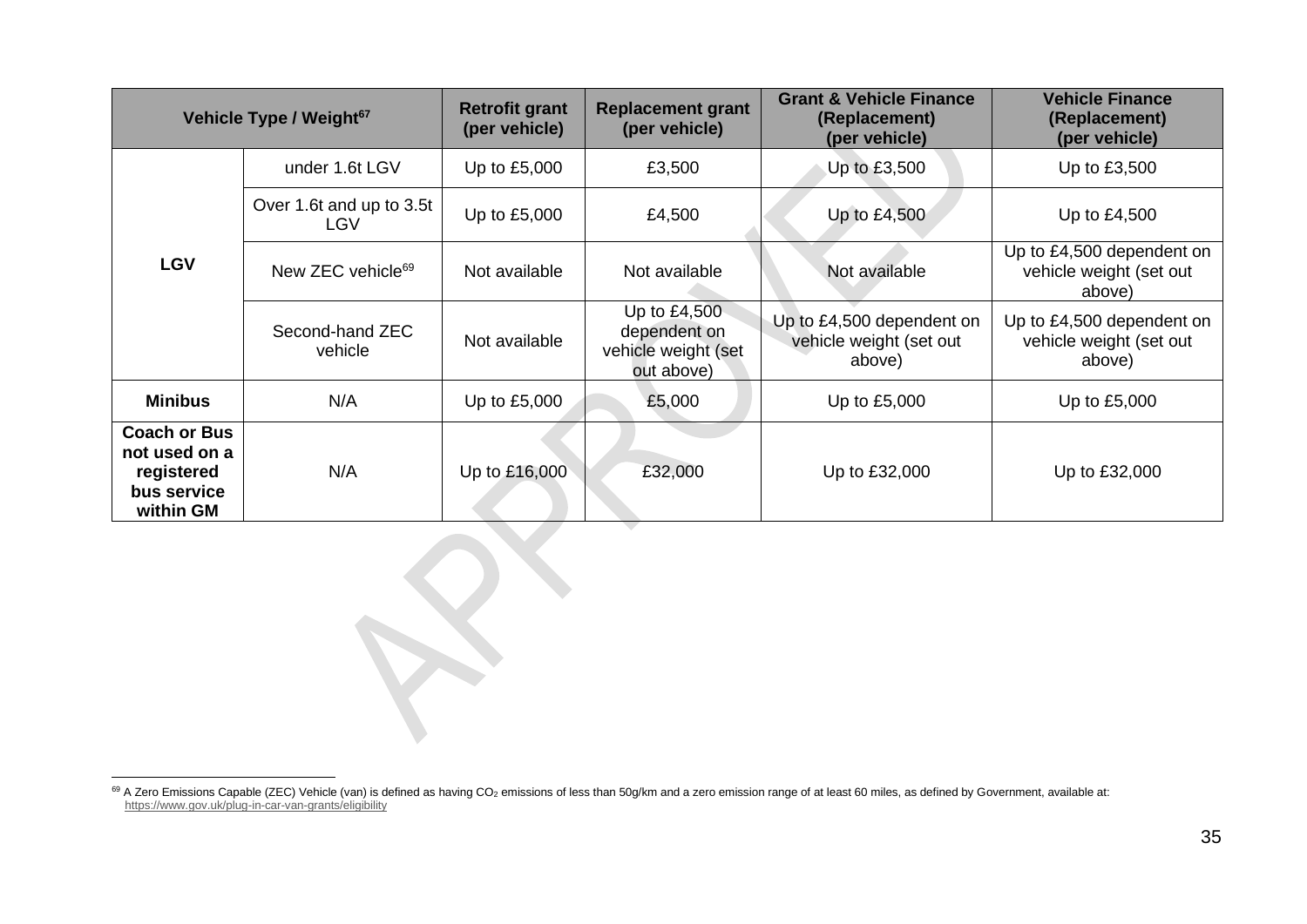| Vehicle Type / Weight[67] | | Retrofit grant (per vehicle) | Replacement grant (per vehicle) | Grant & Vehicle Finance (Replacement) (per vehicle) | Vehicle Finance (Replacement) (per vehicle) |
|---|---|---|---|---|---|
| **LGV** | under 1.6t LGV | Up to £5,000 | £3,500 | Up to £3,500 | Up to £3,500 |
| | Over 1.6t and up to 3.5t LGV | Up to £5,000 | £4,500 | Up to £4,500 | Up to £4,500 |
| | New ZEC vehicle[69] | Not available | Not available | Not available | Up to £4,500 dependent on vehicle weight (set out above) |
| | Second-hand ZEC vehicle | Not available | Up to £4,500 dependent on vehicle weight (set out above) | Up to £4,500 dependent on vehicle weight (set out above) | Up to £4,500 dependent on vehicle weight (set out above) |
| **Minibus** | N/A | Up to £5,000 | £5,000 | Up to £5,000 | Up to £5,000 |
| **Coach or Bus not used on a registered bus service within GM** | N/A | Up to £16,000 | £32,000 | Up to £32,000 | Up to £32,000 |

[69] A Zero Emissions Capable (ZEC) Vehicle (van) is defined as having $CO_2$ emissions of less than 50g/km and a zero emission range of at least 60 miles, as defined by Government, available at: https://www.gov.uk/plug-in-car-van-grants/eligibility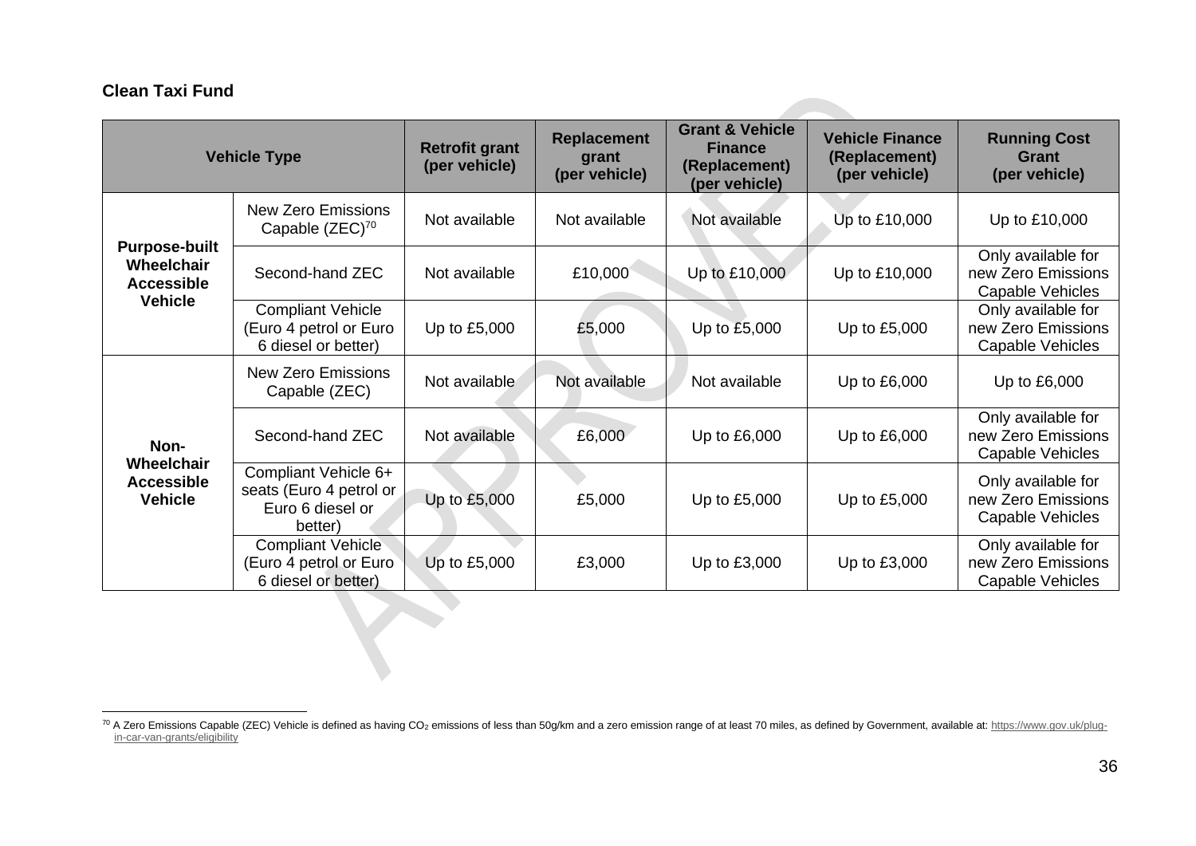**Clean Taxi Fund**

| Vehicle Type | | Retrofit grant (per vehicle) | Replacement grant (per vehicle) | Grant & Vehicle Finance (Replacement) (per vehicle) | Vehicle Finance (Replacement) (per vehicle) | Running Cost Grant (per vehicle) |
|---|---|---|---|---|---|---|
| **Purpose-built Wheelchair Accessible Vehicle** | New Zero Emissions Capable (ZEC)[70] | Not available | Not available | Not available | Up to £10,000 | Up to £10,000 |
| | Second-hand ZEC | Not available | £10,000 | Up to £10,000 | Up to £10,000 | Only available for new Zero Emissions Capable Vehicles |
| | Compliant Vehicle (Euro 4 petrol or Euro 6 diesel or better) | Up to £5,000 | £5,000 | Up to £5,000 | Up to £5,000 | Only available for new Zero Emissions Capable Vehicles |
| **Non-Wheelchair Accessible Vehicle** | New Zero Emissions Capable (ZEC) | Not available | Not available | Not available | Up to £6,000 | Up to £6,000 |
| | Second-hand ZEC | Not available | £6,000 | Up to £6,000 | Up to £6,000 | Only available for new Zero Emissions Capable Vehicles |
| | Compliant Vehicle 6+ seats (Euro 4 petrol or Euro 6 diesel or better) | Up to £5,000 | £5,000 | Up to £5,000 | Up to £5,000 | Only available for new Zero Emissions Capable Vehicles |
| | Compliant Vehicle (Euro 4 petrol or Euro 6 diesel or better) | Up to £5,000 | £3,000 | Up to £3,000 | Up to £3,000 | Only available for new Zero Emissions Capable Vehicles |

[70] A Zero Emissions Capable (ZEC) Vehicle is defined as having $CO_2$ emissions of less than 50g/km and a zero emission range of at least 70 miles, as defined by Government, available at: https://www.gov.uk/plug-in-car-van-grants/eligibility